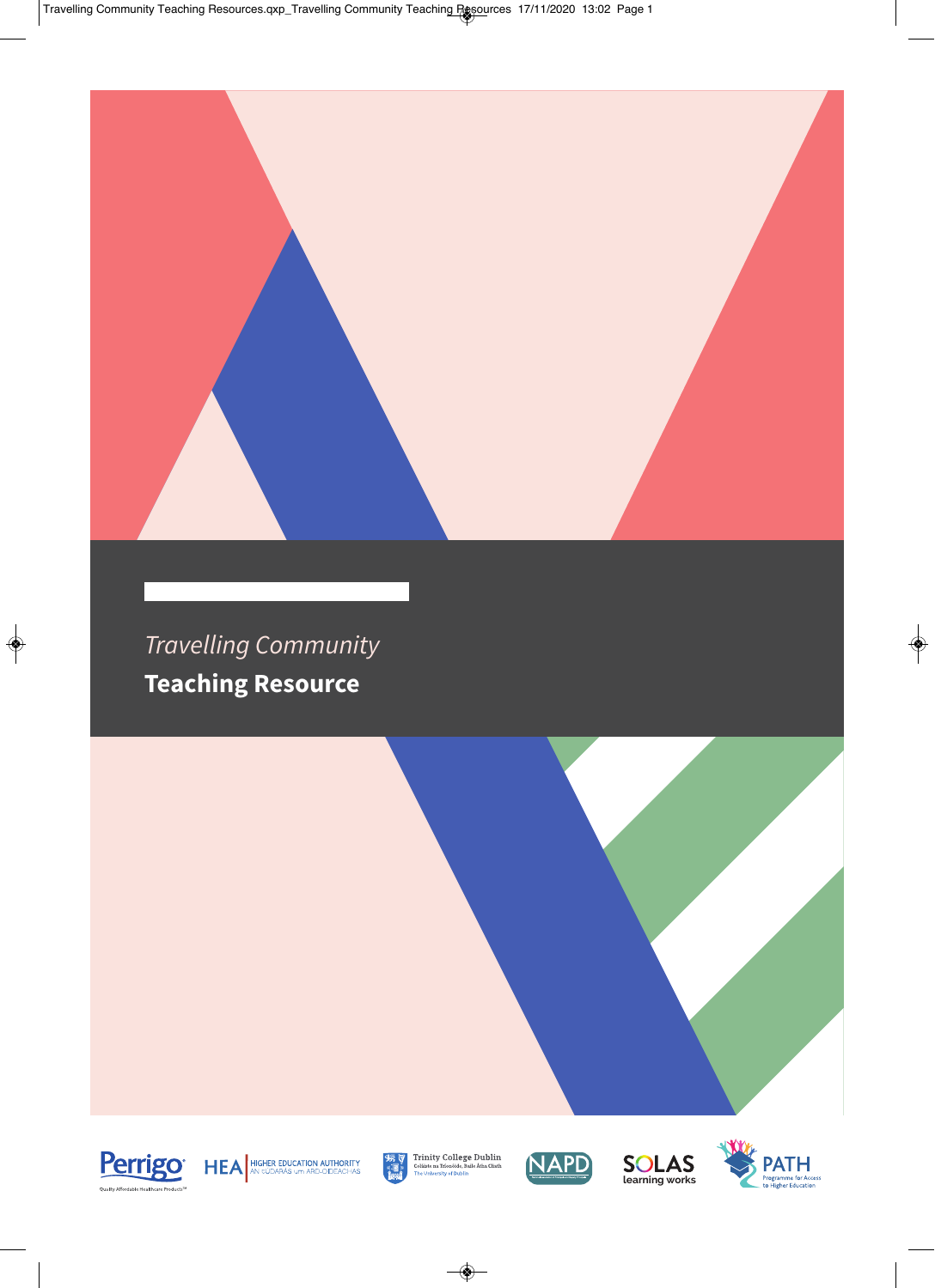*Travelling Community*

# Teaching Resource

Perrigo — Quality Affordable Healthcare Products

HEA — HIGHER EDUCATION AUTHORITY — AN tÚDARÁS um ARD-OIDEACHAS

Trinity College Dublin — Coláiste na Tríonóide, Baile Átha Cliath — The University of Dublin

NAPD

SOLAS — learning works

PATH — Programme for Access to Higher Education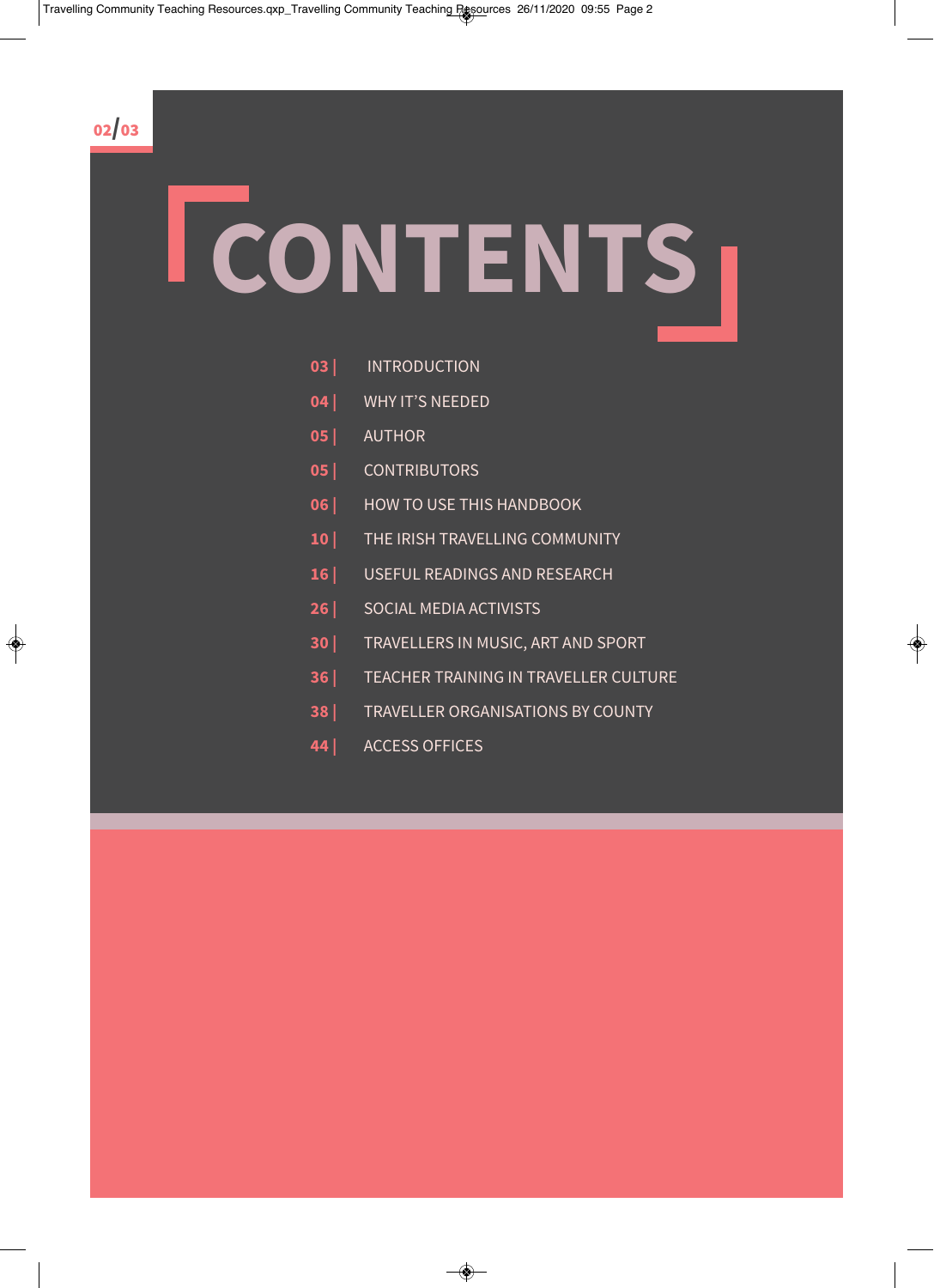# CONTENTS

03 | INTRODUCTION

04 | WHY IT'S NEEDED

05 | AUTHOR

05 | CONTRIBUTORS

06 | HOW TO USE THIS HANDBOOK

10 | THE IRISH TRAVELLING COMMUNITY

16 | USEFUL READINGS AND RESEARCH

26 | SOCIAL MEDIA ACTIVISTS

30 | TRAVELLERS IN MUSIC, ART AND SPORT

36 | TEACHER TRAINING IN TRAVELLER CULTURE

38 | TRAVELLER ORGANISATIONS BY COUNTY

44 | ACCESS OFFICES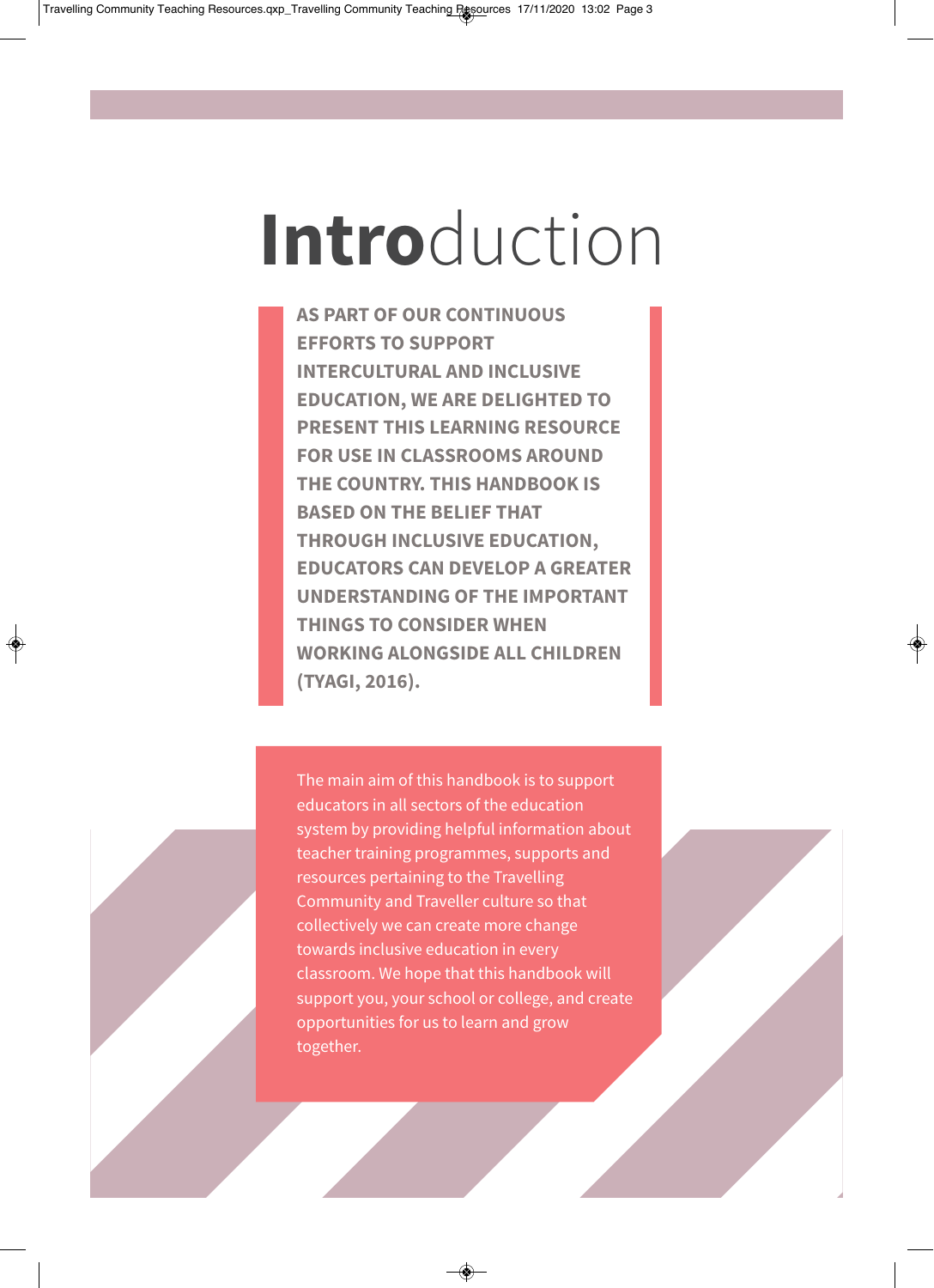# Introduction

**AS PART OF OUR CONTINUOUS EFFORTS TO SUPPORT INTERCULTURAL AND INCLUSIVE EDUCATION, WE ARE DELIGHTED TO PRESENT THIS LEARNING RESOURCE FOR USE IN CLASSROOMS AROUND THE COUNTRY. THIS HANDBOOK IS BASED ON THE BELIEF THAT THROUGH INCLUSIVE EDUCATION, EDUCATORS CAN DEVELOP A GREATER UNDERSTANDING OF THE IMPORTANT THINGS TO CONSIDER WHEN WORKING ALONGSIDE ALL CHILDREN (TYAGI, 2016).**

The main aim of this handbook is to support educators in all sectors of the education system by providing helpful information about teacher training programmes, supports and resources pertaining to the Travelling Community and Traveller culture so that collectively we can create more change towards inclusive education in every classroom. We hope that this handbook will support you, your school or college, and create opportunities for us to learn and grow together.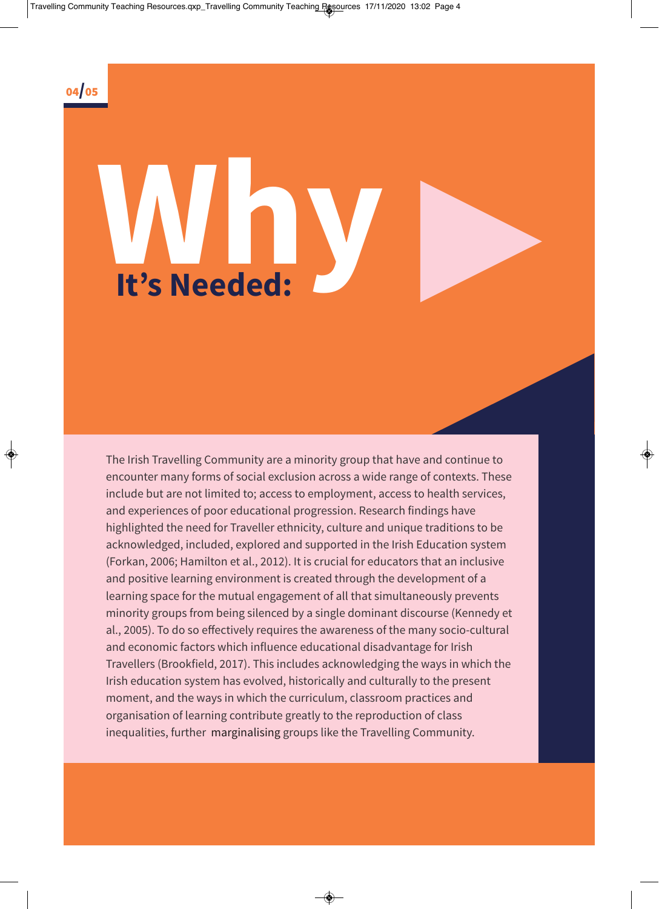# Why It's Needed:

The Irish Travelling Community are a minority group that have and continue to encounter many forms of social exclusion across a wide range of contexts. These include but are not limited to; access to employment, access to health services, and experiences of poor educational progression. Research findings have highlighted the need for Traveller ethnicity, culture and unique traditions to be acknowledged, included, explored and supported in the Irish Education system (Forkan, 2006; Hamilton et al., 2012). It is crucial for educators that an inclusive and positive learning environment is created through the development of a learning space for the mutual engagement of all that simultaneously prevents minority groups from being silenced by a single dominant discourse (Kennedy et al., 2005). To do so effectively requires the awareness of the many socio-cultural and economic factors which influence educational disadvantage for Irish Travellers (Brookfield, 2017). This includes acknowledging the ways in which the Irish education system has evolved, historically and culturally to the present moment, and the ways in which the curriculum, classroom practices and organisation of learning contribute greatly to the reproduction of class inequalities, further marginalising groups like the Travelling Community.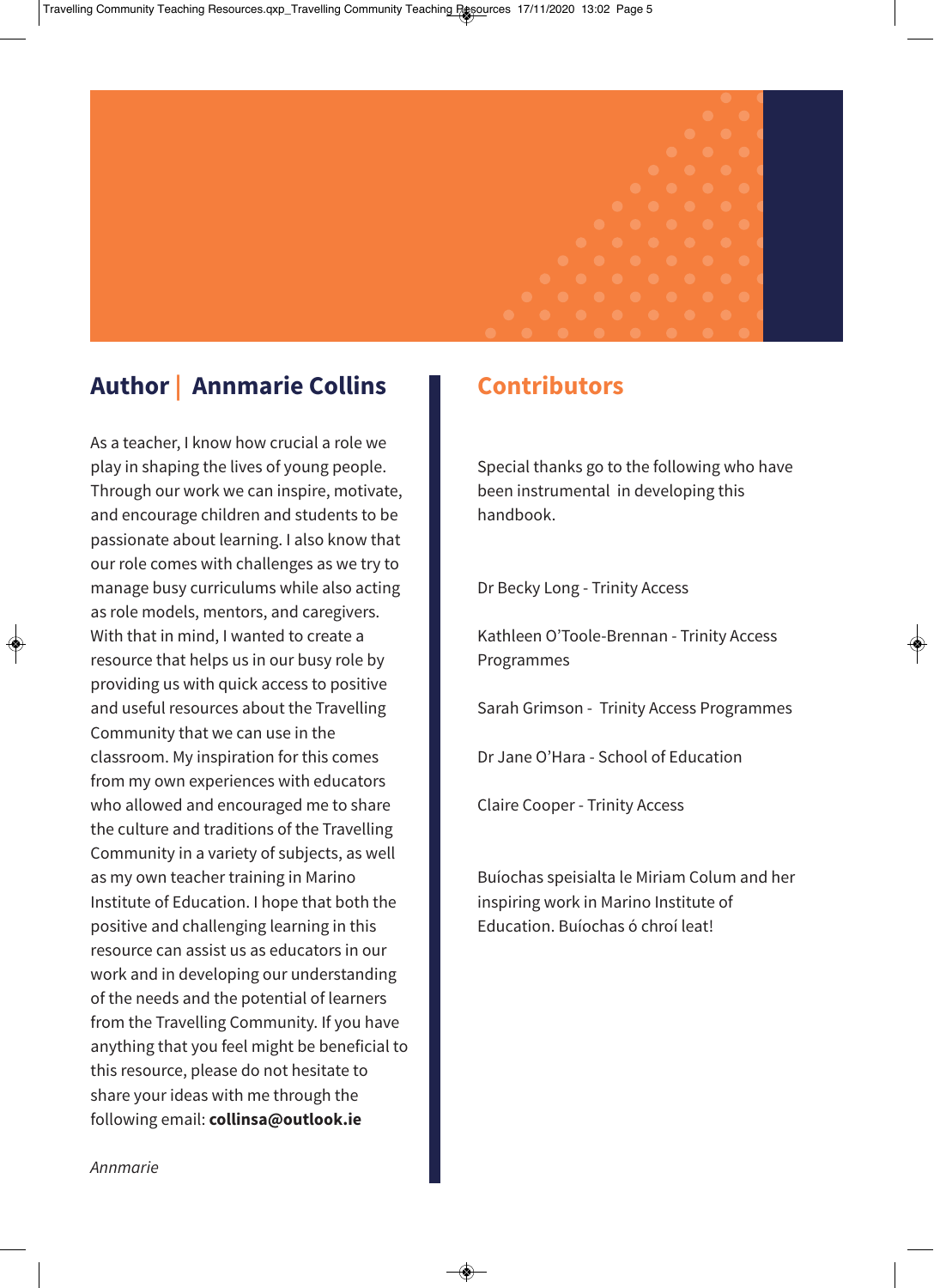## Author | Annmarie Collins

As a teacher, I know how crucial a role we play in shaping the lives of young people. Through our work we can inspire, motivate, and encourage children and students to be passionate about learning. I also know that our role comes with challenges as we try to manage busy curriculums while also acting as role models, mentors, and caregivers. With that in mind, I wanted to create a resource that helps us in our busy role by providing us with quick access to positive and useful resources about the Travelling Community that we can use in the classroom. My inspiration for this comes from my own experiences with educators who allowed and encouraged me to share the culture and traditions of the Travelling Community in a variety of subjects, as well as my own teacher training in Marino Institute of Education. I hope that both the positive and challenging learning in this resource can assist us as educators in our work and in developing our understanding of the needs and the potential of learners from the Travelling Community. If you have anything that you feel might be beneficial to this resource, please do not hesitate to share your ideas with me through the following email: **collinsa@outlook.ie**

*Annmarie*

## Contributors

Special thanks go to the following who have been instrumental in developing this handbook.

Dr Becky Long - Trinity Access

Kathleen O'Toole-Brennan - Trinity Access Programmes

Sarah Grimson - Trinity Access Programmes

Dr Jane O'Hara - School of Education

Claire Cooper - Trinity Access

Buíochas speisialta le Miriam Colum and her inspiring work in Marino Institute of Education. Buíochas ó chroí leat!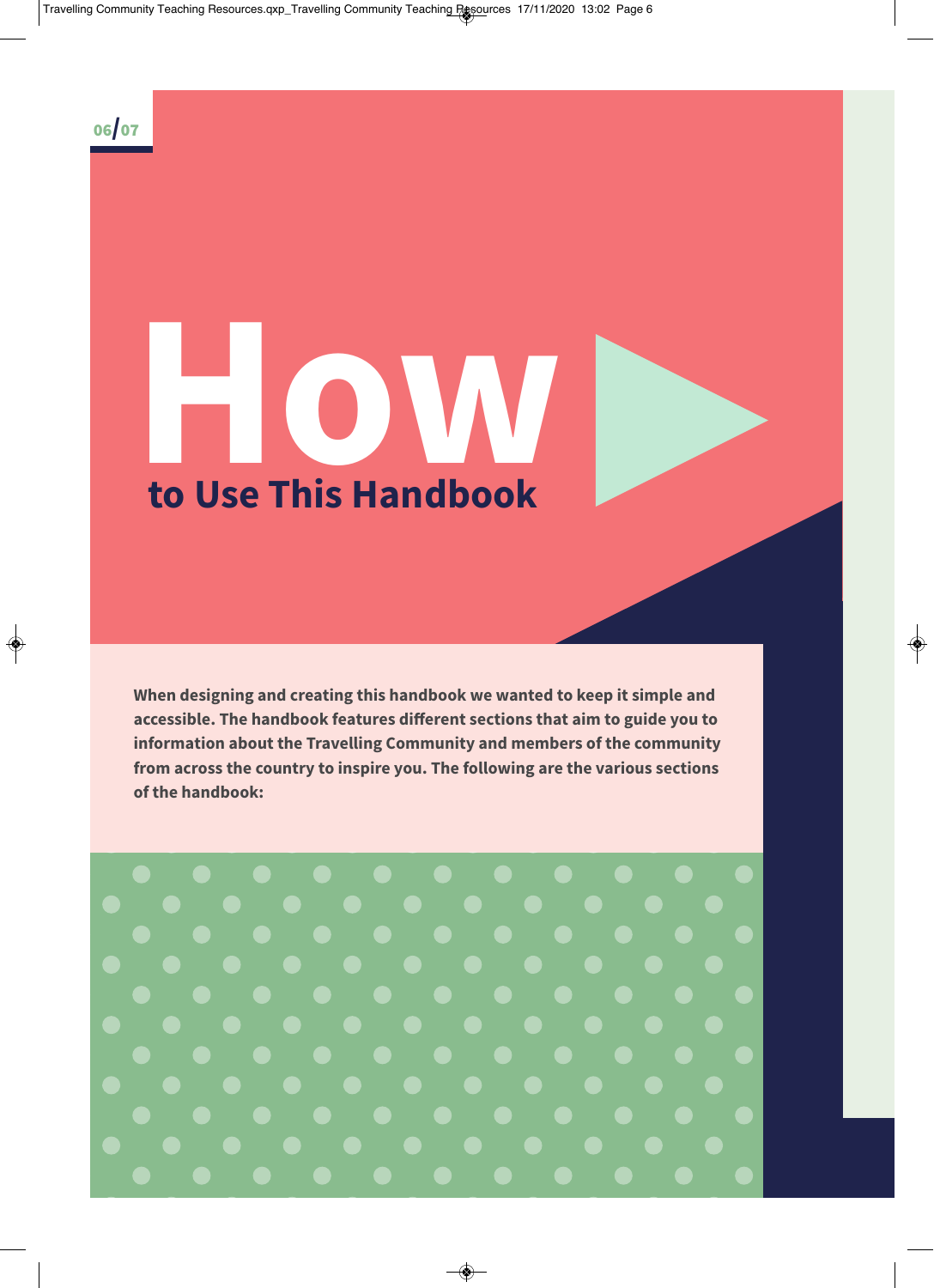# How to Use This Handbook

**When designing and creating this handbook we wanted to keep it simple and accessible. The handbook features different sections that aim to guide you to information about the Travelling Community and members of the community from across the country to inspire you. The following are the various sections of the handbook:**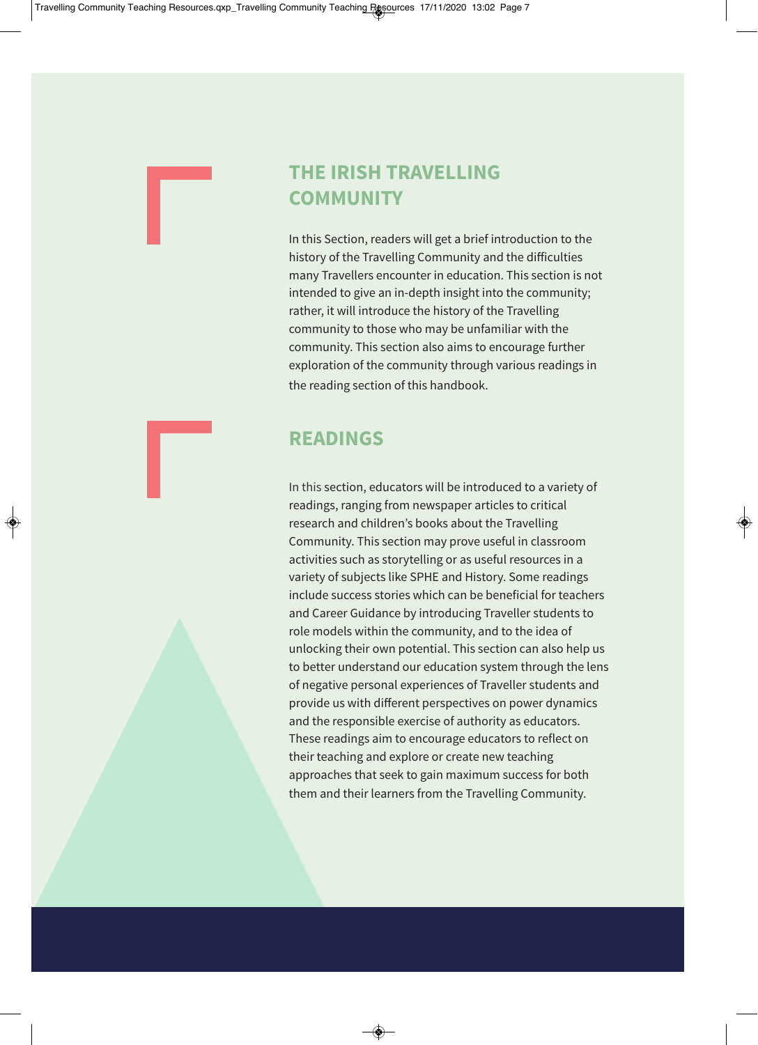## THE IRISH TRAVELLING COMMUNITY

In this Section, readers will get a brief introduction to the history of the Travelling Community and the difficulties many Travellers encounter in education. This section is not intended to give an in-depth insight into the community; rather, it will introduce the history of the Travelling community to those who may be unfamiliar with the community. This section also aims to encourage further exploration of the community through various readings in the reading section of this handbook.

## READINGS

In this section, educators will be introduced to a variety of readings, ranging from newspaper articles to critical research and children's books about the Travelling Community. This section may prove useful in classroom activities such as storytelling or as useful resources in a variety of subjects like SPHE and History. Some readings include success stories which can be beneficial for teachers and Career Guidance by introducing Traveller students to role models within the community, and to the idea of unlocking their own potential. This section can also help us to better understand our education system through the lens of negative personal experiences of Traveller students and provide us with different perspectives on power dynamics and the responsible exercise of authority as educators. These readings aim to encourage educators to reflect on their teaching and explore or create new teaching approaches that seek to gain maximum success for both them and their learners from the Travelling Community.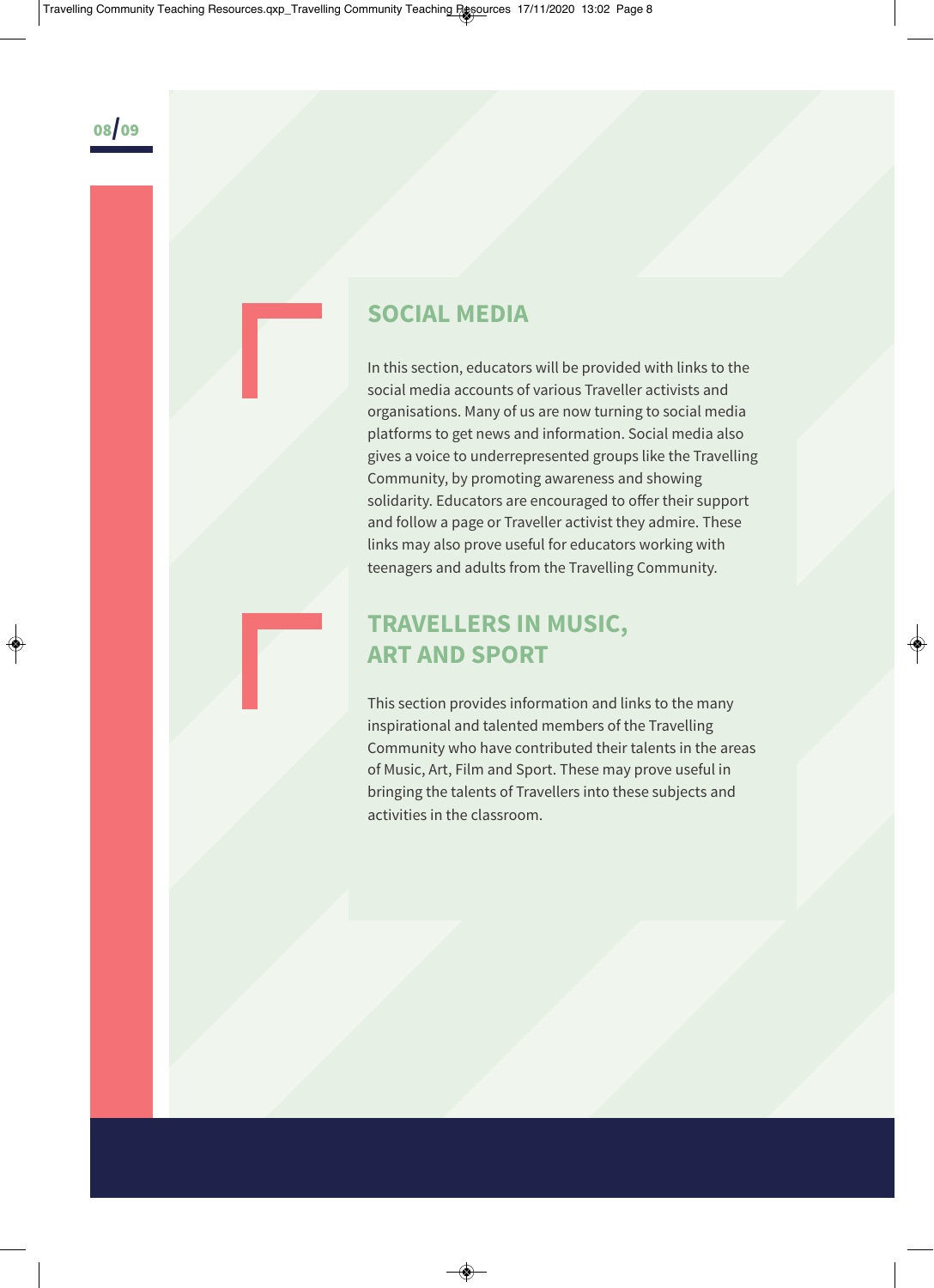## SOCIAL MEDIA

In this section, educators will be provided with links to the social media accounts of various Traveller activists and organisations. Many of us are now turning to social media platforms to get news and information. Social media also gives a voice to underrepresented groups like the Travelling Community, by promoting awareness and showing solidarity. Educators are encouraged to offer their support and follow a page or Traveller activist they admire. These links may also prove useful for educators working with teenagers and adults from the Travelling Community.

## TRAVELLERS IN MUSIC, ART AND SPORT

This section provides information and links to the many inspirational and talented members of the Travelling Community who have contributed their talents in the areas of Music, Art, Film and Sport. These may prove useful in bringing the talents of Travellers into these subjects and activities in the classroom.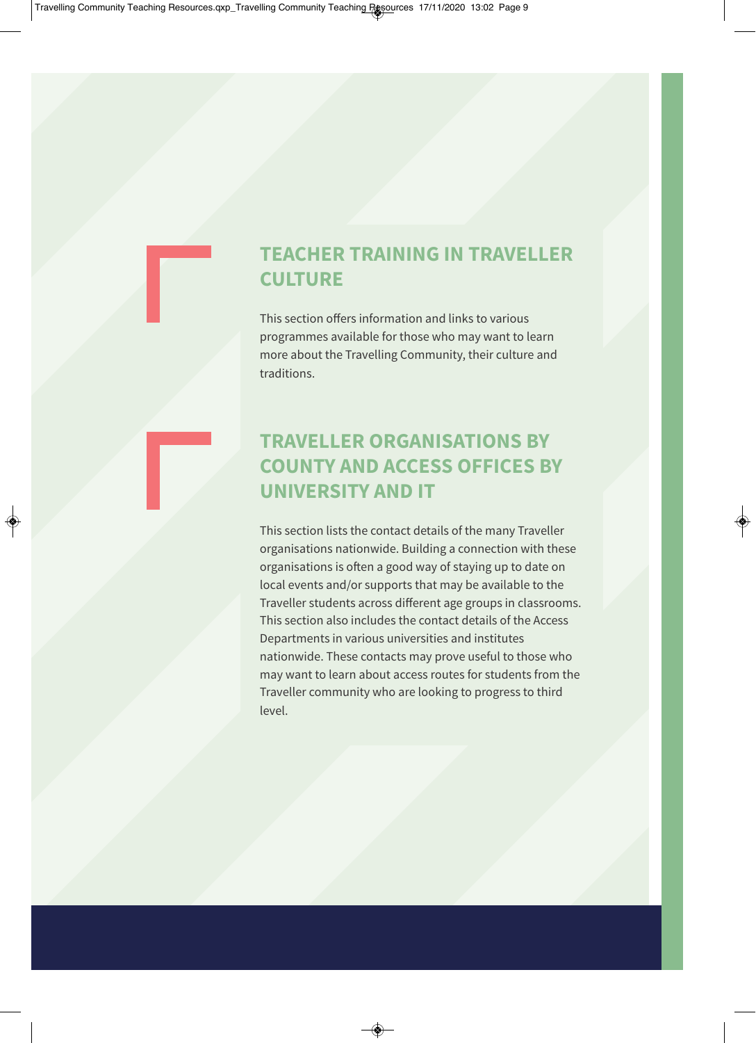## TEACHER TRAINING IN TRAVELLER CULTURE

This section offers information and links to various programmes available for those who may want to learn more about the Travelling Community, their culture and traditions.

## TRAVELLER ORGANISATIONS BY COUNTY AND ACCESS OFFICES BY UNIVERSITY AND IT

This section lists the contact details of the many Traveller organisations nationwide. Building a connection with these organisations is often a good way of staying up to date on local events and/or supports that may be available to the Traveller students across different age groups in classrooms. This section also includes the contact details of the Access Departments in various universities and institutes nationwide. These contacts may prove useful to those who may want to learn about access routes for students from the Traveller community who are looking to progress to third level.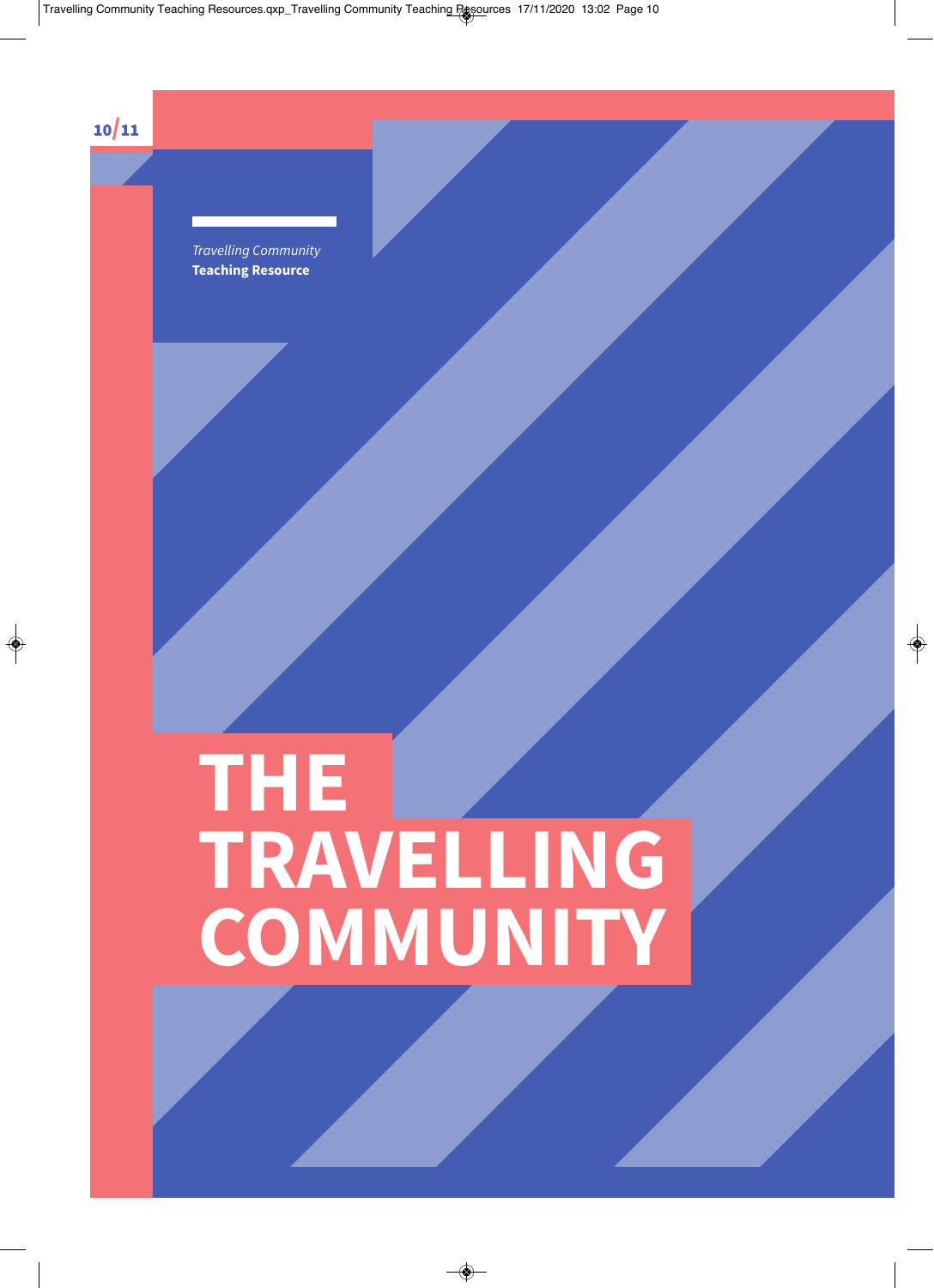*Travelling Community*
**Teaching Resource**

# THE TRAVELLING COMMUNITY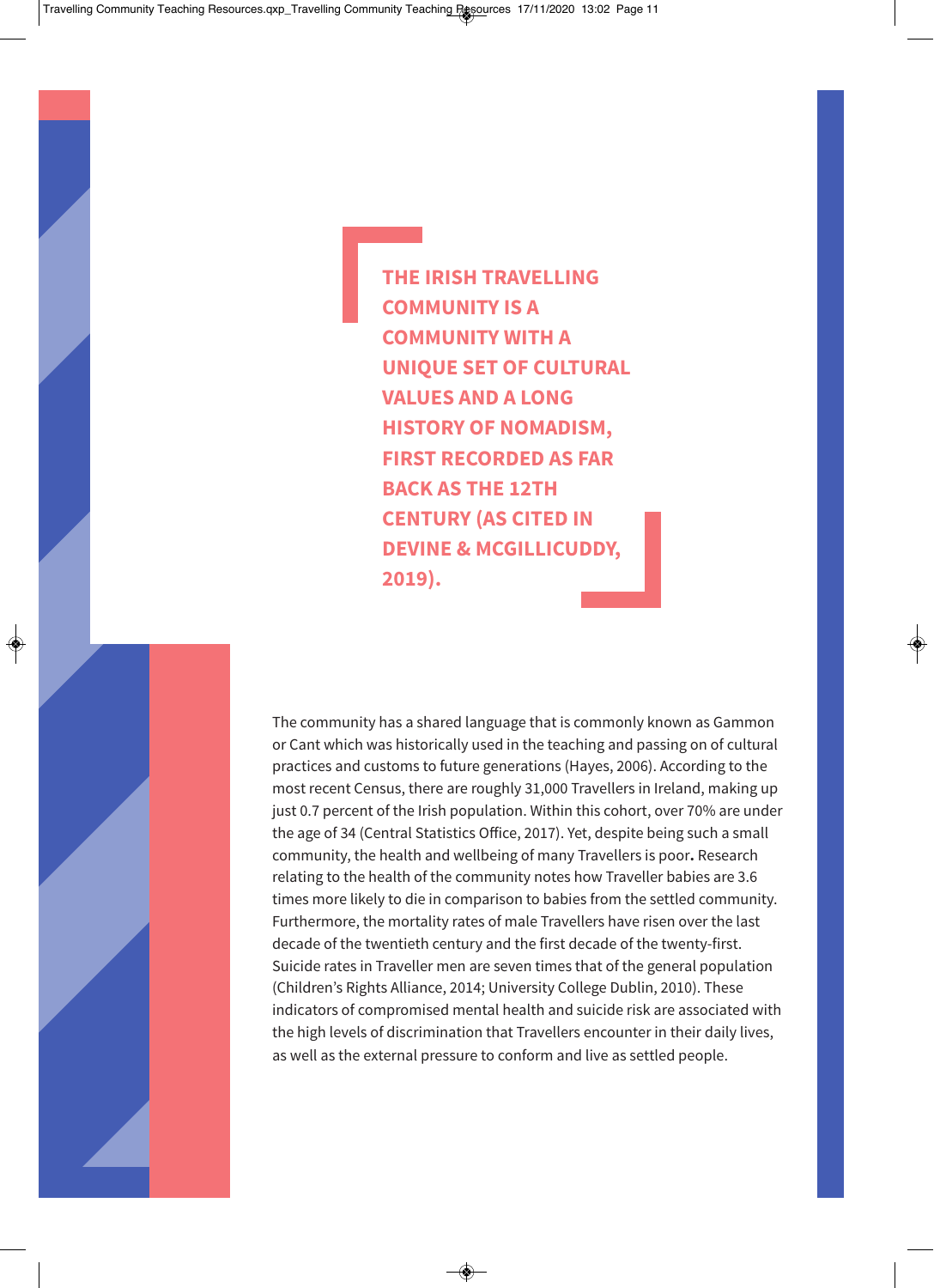> **THE IRISH TRAVELLING COMMUNITY IS A COMMUNITY WITH A UNIQUE SET OF CULTURAL VALUES AND A LONG HISTORY OF NOMADISM, FIRST RECORDED AS FAR BACK AS THE 12TH CENTURY (AS CITED IN DEVINE & MCGILLICUDDY, 2019).**

The community has a shared language that is commonly known as Gammon or Cant which was historically used in the teaching and passing on of cultural practices and customs to future generations (Hayes, 2006). According to the most recent Census, there are roughly 31,000 Travellers in Ireland, making up just 0.7 percent of the Irish population. Within this cohort, over 70% are under the age of 34 (Central Statistics Office, 2017). Yet, despite being such a small community, the health and wellbeing of many Travellers is poor**.** Research relating to the health of the community notes how Traveller babies are 3.6 times more likely to die in comparison to babies from the settled community. Furthermore, the mortality rates of male Travellers have risen over the last decade of the twentieth century and the first decade of the twenty-first. Suicide rates in Traveller men are seven times that of the general population (Children's Rights Alliance, 2014; University College Dublin, 2010). These indicators of compromised mental health and suicide risk are associated with the high levels of discrimination that Travellers encounter in their daily lives, as well as the external pressure to conform and live as settled people.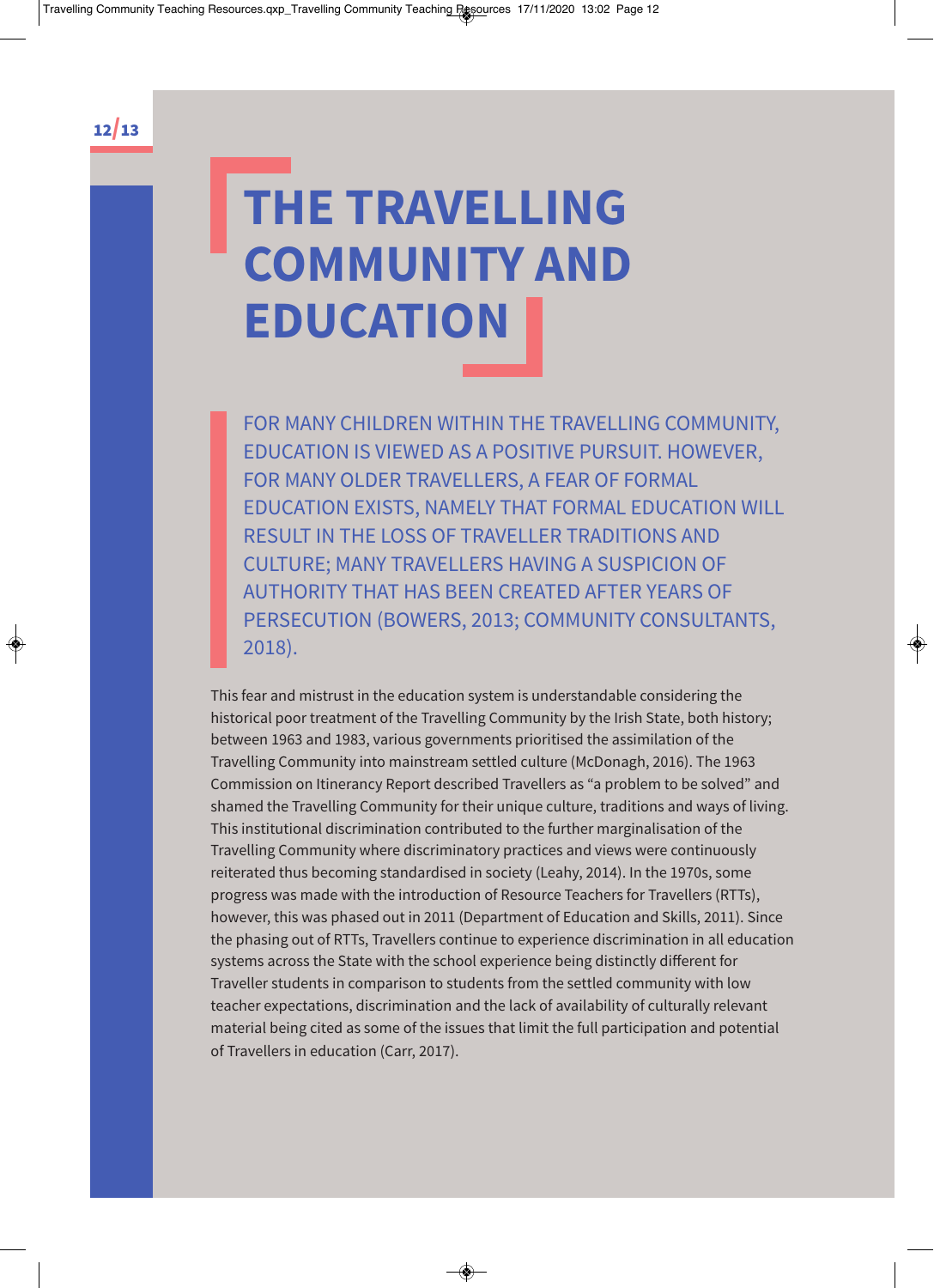# THE TRAVELLING COMMUNITY AND EDUCATION

FOR MANY CHILDREN WITHIN THE TRAVELLING COMMUNITY, EDUCATION IS VIEWED AS A POSITIVE PURSUIT. HOWEVER, FOR MANY OLDER TRAVELLERS, A FEAR OF FORMAL EDUCATION EXISTS, NAMELY THAT FORMAL EDUCATION WILL RESULT IN THE LOSS OF TRAVELLER TRADITIONS AND CULTURE; MANY TRAVELLERS HAVING A SUSPICION OF AUTHORITY THAT HAS BEEN CREATED AFTER YEARS OF PERSECUTION (BOWERS, 2013; COMMUNITY CONSULTANTS, 2018).

This fear and mistrust in the education system is understandable considering the historical poor treatment of the Travelling Community by the Irish State, both history; between 1963 and 1983, various governments prioritised the assimilation of the Travelling Community into mainstream settled culture (McDonagh, 2016). The 1963 Commission on Itinerancy Report described Travellers as "a problem to be solved" and shamed the Travelling Community for their unique culture, traditions and ways of living. This institutional discrimination contributed to the further marginalisation of the Travelling Community where discriminatory practices and views were continuously reiterated thus becoming standardised in society (Leahy, 2014). In the 1970s, some progress was made with the introduction of Resource Teachers for Travellers (RTTs), however, this was phased out in 2011 (Department of Education and Skills, 2011). Since the phasing out of RTTs, Travellers continue to experience discrimination in all education systems across the State with the school experience being distinctly different for Traveller students in comparison to students from the settled community with low teacher expectations, discrimination and the lack of availability of culturally relevant material being cited as some of the issues that limit the full participation and potential of Travellers in education (Carr, 2017).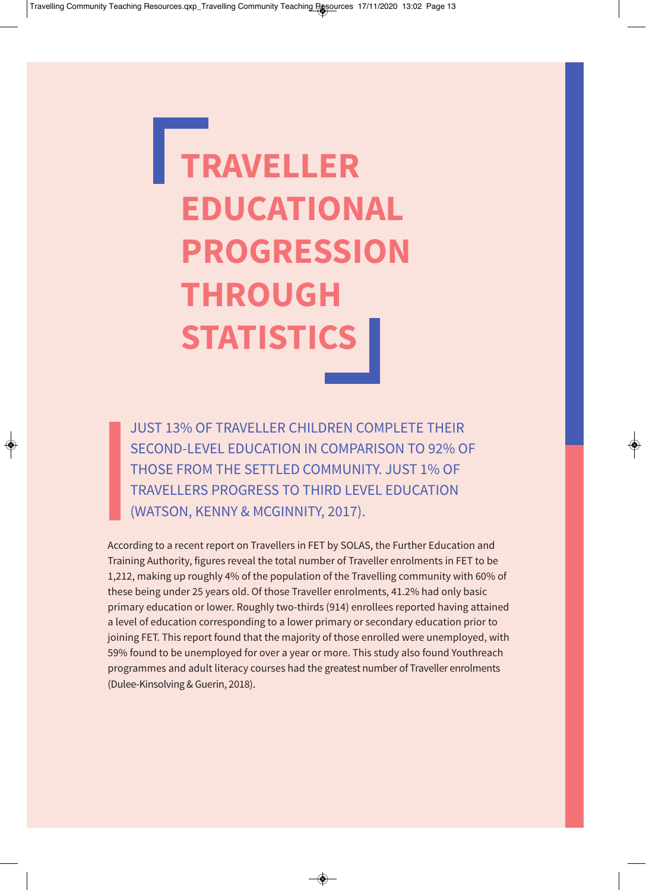# TRAVELLER EDUCATIONAL PROGRESSION THROUGH STATISTICS

> JUST 13% OF TRAVELLER CHILDREN COMPLETE THEIR SECOND-LEVEL EDUCATION IN COMPARISON TO 92% OF THOSE FROM THE SETTLED COMMUNITY. JUST 1% OF TRAVELLERS PROGRESS TO THIRD LEVEL EDUCATION (WATSON, KENNY & MCGINNITY, 2017).

According to a recent report on Travellers in FET by SOLAS, the Further Education and Training Authority, figures reveal the total number of Traveller enrolments in FET to be 1,212, making up roughly 4% of the population of the Travelling community with 60% of these being under 25 years old. Of those Traveller enrolments, 41.2% had only basic primary education or lower. Roughly two-thirds (914) enrollees reported having attained a level of education corresponding to a lower primary or secondary education prior to joining FET. This report found that the majority of those enrolled were unemployed, with 59% found to be unemployed for over a year or more. This study also found Youthreach programmes and adult literacy courses had the greatest number of Traveller enrolments (Dulee-Kinsolving & Guerin, 2018).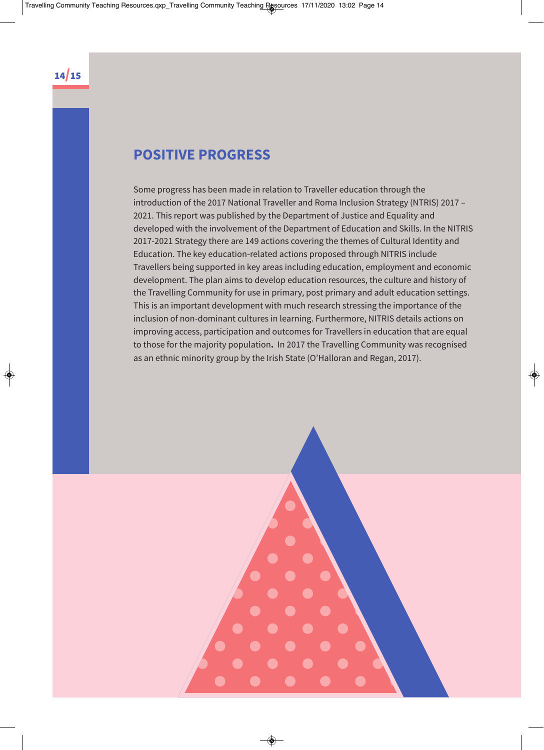## POSITIVE PROGRESS

Some progress has been made in relation to Traveller education through the introduction of the 2017 National Traveller and Roma Inclusion Strategy (NTRIS) 2017 – 2021. This report was published by the Department of Justice and Equality and developed with the involvement of the Department of Education and Skills. In the NITRIS 2017-2021 Strategy there are 149 actions covering the themes of Cultural Identity and Education. The key education-related actions proposed through NITRIS include Travellers being supported in key areas including education, employment and economic development. The plan aims to develop education resources, the culture and history of the Travelling Community for use in primary, post primary and adult education settings. This is an important development with much research stressing the importance of the inclusion of non-dominant cultures in learning. Furthermore, NITRIS details actions on improving access, participation and outcomes for Travellers in education that are equal to those for the majority population**.** In 2017 the Travelling Community was recognised as an ethnic minority group by the Irish State (O'Halloran and Regan, 2017).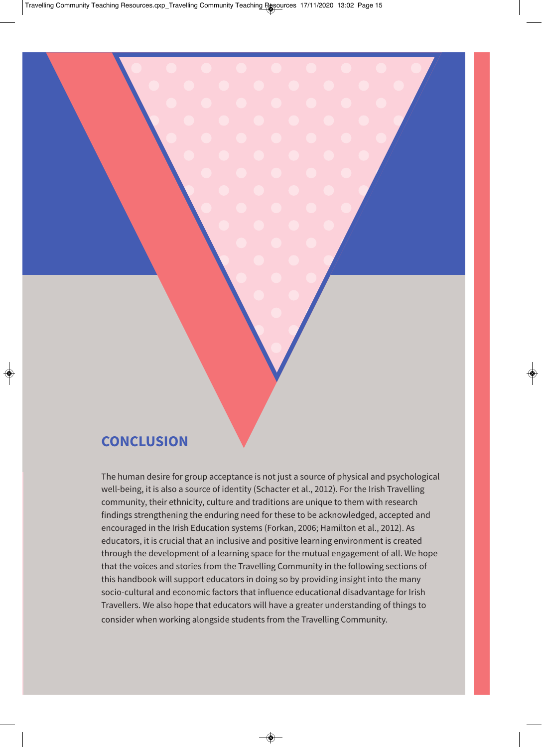## CONCLUSION

The human desire for group acceptance is not just a source of physical and psychological well-being, it is also a source of identity (Schacter et al., 2012). For the Irish Travelling community, their ethnicity, culture and traditions are unique to them with research findings strengthening the enduring need for these to be acknowledged, accepted and encouraged in the Irish Education systems (Forkan, 2006; Hamilton et al., 2012). As educators, it is crucial that an inclusive and positive learning environment is created through the development of a learning space for the mutual engagement of all. We hope that the voices and stories from the Travelling Community in the following sections of this handbook will support educators in doing so by providing insight into the many socio-cultural and economic factors that influence educational disadvantage for Irish Travellers. We also hope that educators will have a greater understanding of things to consider when working alongside students from the Travelling Community.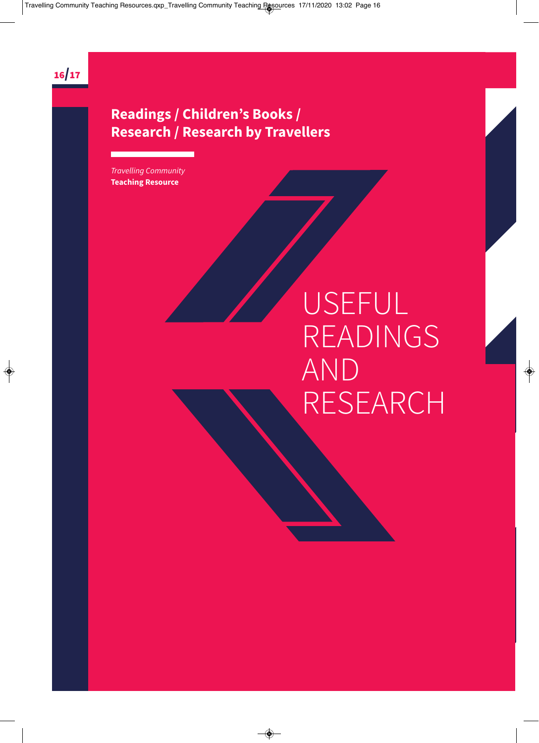## Readings / Children's Books / Research / Research by Travellers

*Travelling Community*
**Teaching Resource**

# USEFUL READINGS AND RESEARCH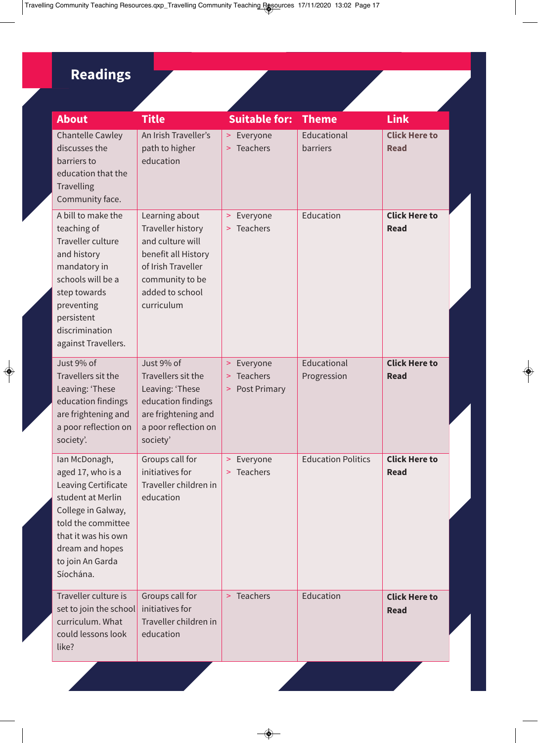# Readings

| About | Title | Suitable for: | Theme | Link |
| --- | --- | --- | --- | --- |
| Chantelle Cawley discusses the barriers to education that the Travelling Community face. | An Irish Traveller's path to higher education | > Everyone<br>> Teachers | Educational barriers | **Click Here to Read** |
| A bill to make the teaching of Traveller culture and history mandatory in schools will be a step towards preventing persistent discrimination against Travellers. | Learning about Traveller history and culture will benefit all History of Irish Traveller community to be added to school curriculum | > Everyone<br>> Teachers | Education | **Click Here to Read** |
| Just 9% of Travellers sit the Leaving: 'These education findings are frightening and a poor reflection on society'. | Just 9% of Travellers sit the Leaving: 'These education findings are frightening and a poor reflection on society' | > Everyone<br>> Teachers<br>> Post Primary | Educational Progression | **Click Here to Read** |
| Ian McDonagh, aged 17, who is a Leaving Certificate student at Merlin College in Galway, told the committee that it was his own dream and hopes to join An Garda Síochána. | Groups call for initiatives for Traveller children in education | > Everyone<br>> Teachers | Education Politics | **Click Here to Read** |
| Traveller culture is set to join the school curriculum. What could lessons look like? | Groups call for initiatives for Traveller children in education | > Teachers | Education | **Click Here to Read** |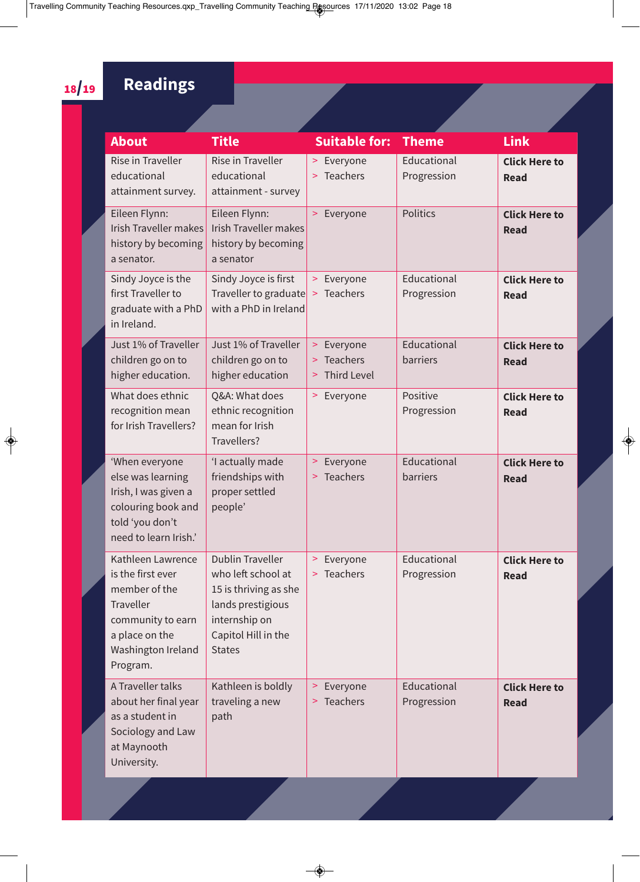# Readings

| About | Title | Suitable for: | Theme | Link |
|---|---|---|---|---|
| Rise in Traveller educational attainment survey. | Rise in Traveller educational attainment - survey | > Everyone<br>> Teachers | Educational Progression | **Click Here to Read** |
| Eileen Flynn: Irish Traveller makes history by becoming a senator. | Eileen Flynn: Irish Traveller makes history by becoming a senator | > Everyone | Politics | **Click Here to Read** |
| Sindy Joyce is the first Traveller to graduate with a PhD in Ireland. | Sindy Joyce is first Traveller to graduate with a PhD in Ireland | > Everyone<br>> Teachers | Educational Progression | **Click Here to Read** |
| Just 1% of Traveller children go on to higher education. | Just 1% of Traveller children go on to higher education | > Everyone<br>> Teachers<br>> Third Level | Educational barriers | **Click Here to Read** |
| What does ethnic recognition mean for Irish Travellers? | Q&A: What does ethnic recognition mean for Irish Travellers? | > Everyone | Positive Progression | **Click Here to Read** |
| 'When everyone else was learning Irish, I was given a colouring book and told 'you don't need to learn Irish.' | 'I actually made friendships with proper settled people' | > Everyone<br>> Teachers | Educational barriers | **Click Here to Read** |
| Kathleen Lawrence is the first ever member of the Traveller community to earn a place on the Washington Ireland Program. | Dublin Traveller who left school at 15 is thriving as she lands prestigious internship on Capitol Hill in the States | > Everyone<br>> Teachers | Educational Progression | **Click Here to Read** |
| A Traveller talks about her final year as a student in Sociology and Law at Maynooth University. | Kathleen is boldly traveling a new path | > Everyone<br>> Teachers | Educational Progression | **Click Here to Read** |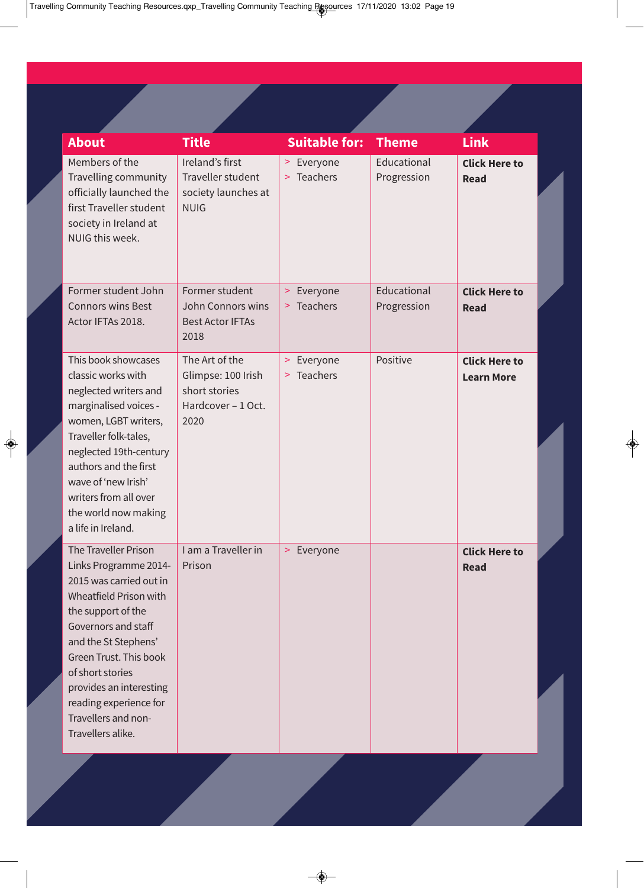| About | Title | Suitable for: | Theme | Link |
|---|---|---|---|---|
| Members of the Travelling community officially launched the first Traveller student society in Ireland at NUIG this week. | Ireland's first Traveller student society launches at NUIG | > Everyone<br>> Teachers | Educational Progression | **Click Here to Read** |
| Former student John Connors wins Best Actor IFTAs 2018. | Former student John Connors wins Best Actor IFTAs 2018 | > Everyone<br>> Teachers | Educational Progression | **Click Here to Read** |
| This book showcases classic works with neglected writers and marginalised voices - women, LGBT writers, Traveller folk-tales, neglected 19th-century authors and the first wave of 'new Irish' writers from all over the world now making a life in Ireland. | The Art of the Glimpse: 100 Irish short stories Hardcover – 1 Oct. 2020 | > Everyone<br>> Teachers | Positive | **Click Here to Learn More** |
| The Traveller Prison Links Programme 2014-2015 was carried out in Wheatfield Prison with the support of the Governors and staff and the St Stephens' Green Trust. This book of short stories provides an interesting reading experience for Travellers and non-Travellers alike. | I am a Traveller in Prison | > Everyone | | **Click Here to Read** |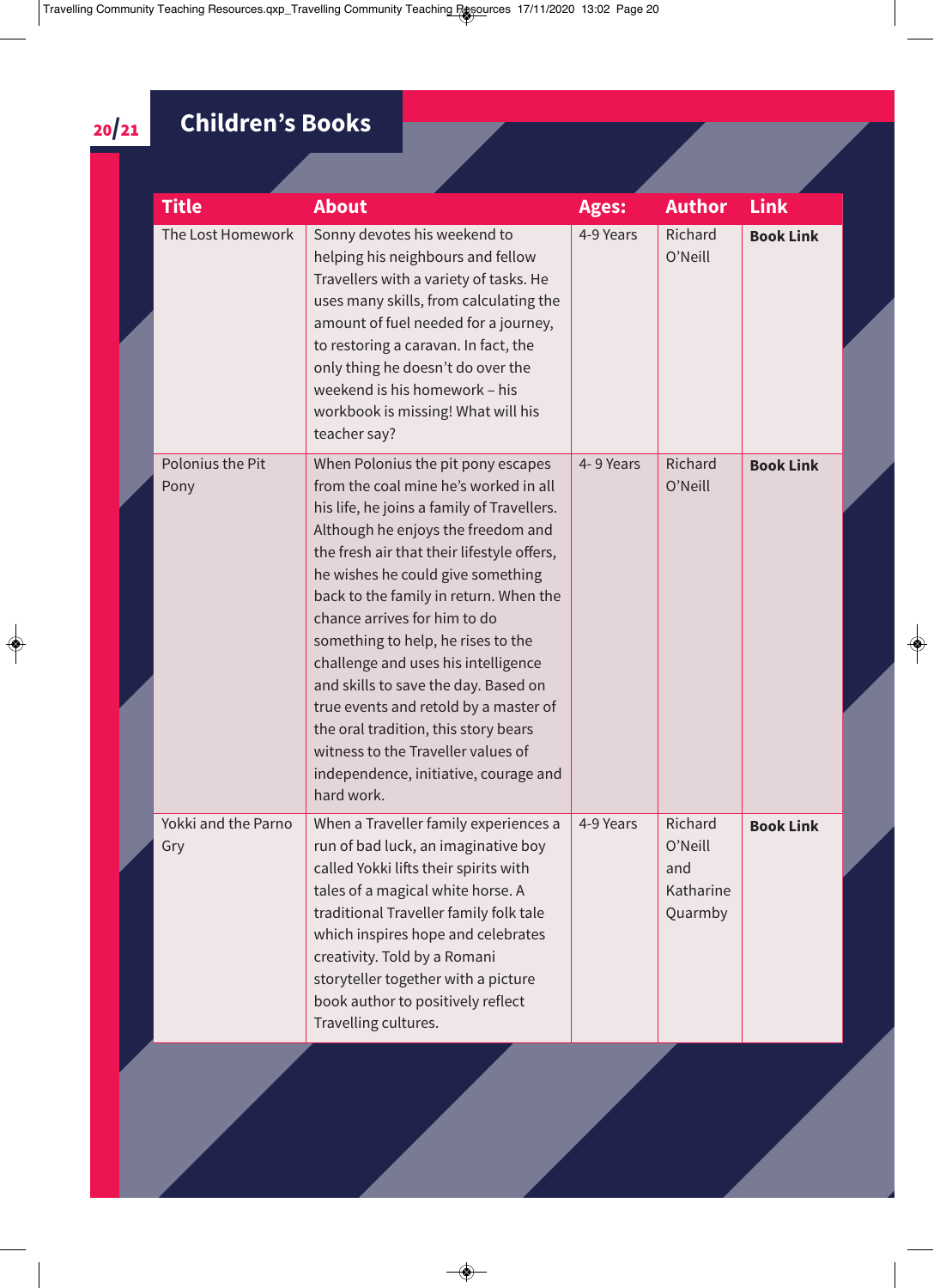## Children's Books

| Title | About | Ages: | Author | Link |
|---|---|---|---|---|
| The Lost Homework | Sonny devotes his weekend to helping his neighbours and fellow Travellers with a variety of tasks. He uses many skills, from calculating the amount of fuel needed for a journey, to restoring a caravan. In fact, the only thing he doesn't do over the weekend is his homework – his workbook is missing! What will his teacher say? | 4-9 Years | Richard O'Neill | **Book Link** |
| Polonius the Pit Pony | When Polonius the pit pony escapes from the coal mine he's worked in all his life, he joins a family of Travellers. Although he enjoys the freedom and the fresh air that their lifestyle offers, he wishes he could give something back to the family in return. When the chance arrives for him to do something to help, he rises to the challenge and uses his intelligence and skills to save the day. Based on true events and retold by a master of the oral tradition, this story bears witness to the Traveller values of independence, initiative, courage and hard work. | 4- 9 Years | Richard O'Neill | **Book Link** |
| Yokki and the Parno Gry | When a Traveller family experiences a run of bad luck, an imaginative boy called Yokki lifts their spirits with tales of a magical white horse. A traditional Traveller family folk tale which inspires hope and celebrates creativity. Told by a Romani storyteller together with a picture book author to positively reflect Travelling cultures. | 4-9 Years | Richard O'Neill and Katharine Quarmby | **Book Link** |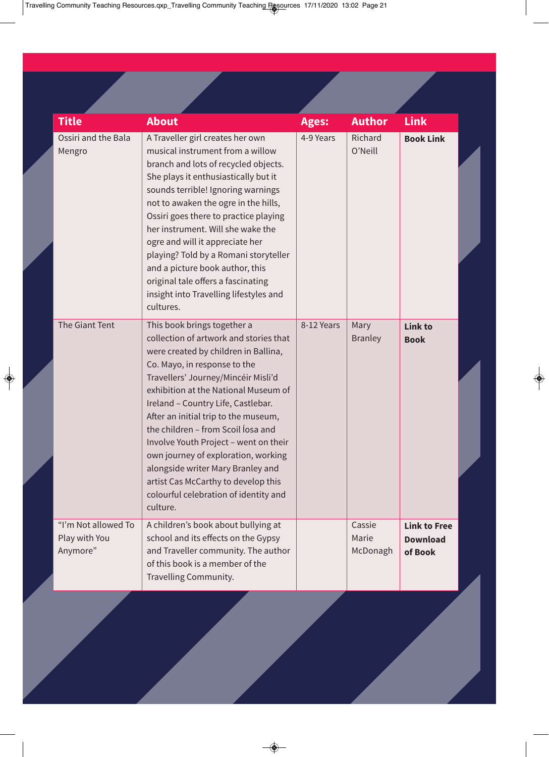| Title | About | Ages: | Author | Link |
|---|---|---|---|---|
| Ossiri and the Bala Mengro | A Traveller girl creates her own musical instrument from a willow branch and lots of recycled objects. She plays it enthusiastically but it sounds terrible! Ignoring warnings not to awaken the ogre in the hills, Ossiri goes there to practice playing her instrument. Will she wake the ogre and will it appreciate her playing? Told by a Romani storyteller and a picture book author, this original tale offers a fascinating insight into Travelling lifestyles and cultures. | 4-9 Years | Richard O'Neill | **Book Link** |
| The Giant Tent | This book brings together a collection of artwork and stories that were created by children in Ballina, Co. Mayo, in response to the Travellers' Journey/Mincéir Misli'd exhibition at the National Museum of Ireland – Country Life, Castlebar. After an initial trip to the museum, the children – from Scoil Íosa and Involve Youth Project – went on their own journey of exploration, working alongside writer Mary Branley and artist Cas McCarthy to develop this colourful celebration of identity and culture. | 8-12 Years | Mary Branley | **Link to Book** |
| "I'm Not allowed To Play with You Anymore" | A children's book about bullying at school and its effects on the Gypsy and Traveller community. The author of this book is a member of the Travelling Community. | | Cassie Marie McDonagh | **Link to Free Download of Book** |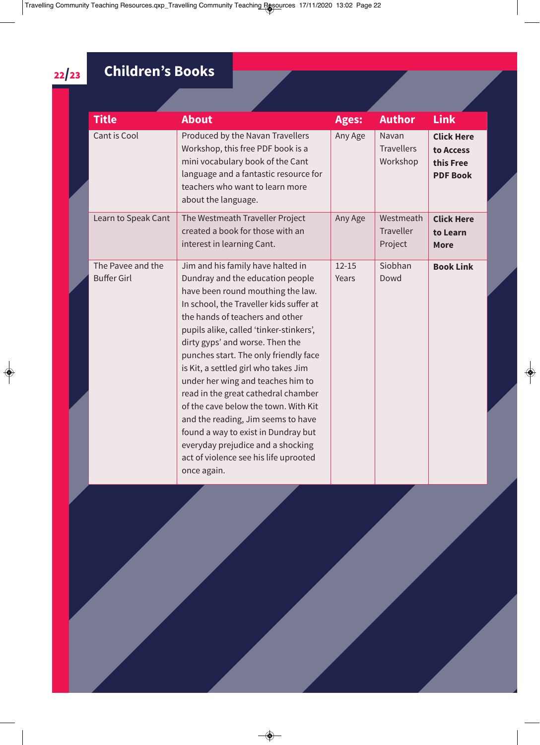## Children's Books

| Title | About | Ages: | Author | Link |
|---|---|---|---|---|
| Cant is Cool | Produced by the Navan Travellers Workshop, this free PDF book is a mini vocabulary book of the Cant language and a fantastic resource for teachers who want to learn more about the language. | Any Age | Navan Travellers Workshop | **Click Here to Access this Free PDF Book** |
| Learn to Speak Cant | The Westmeath Traveller Project created a book for those with an interest in learning Cant. | Any Age | Westmeath Traveller Project | **Click Here to Learn More** |
| The Pavee and the Buffer Girl | Jim and his family have halted in Dundray and the education people have been round mouthing the law. In school, the Traveller kids suffer at the hands of teachers and other pupils alike, called 'tinker-stinkers', dirty gyps' and worse. Then the punches start. The only friendly face is Kit, a settled girl who takes Jim under her wing and teaches him to read in the great cathedral chamber of the cave below the town. With Kit and the reading, Jim seems to have found a way to exist in Dundray but everyday prejudice and a shocking act of violence see his life uprooted once again. | 12-15 Years | Siobhan Dowd | **Book Link** |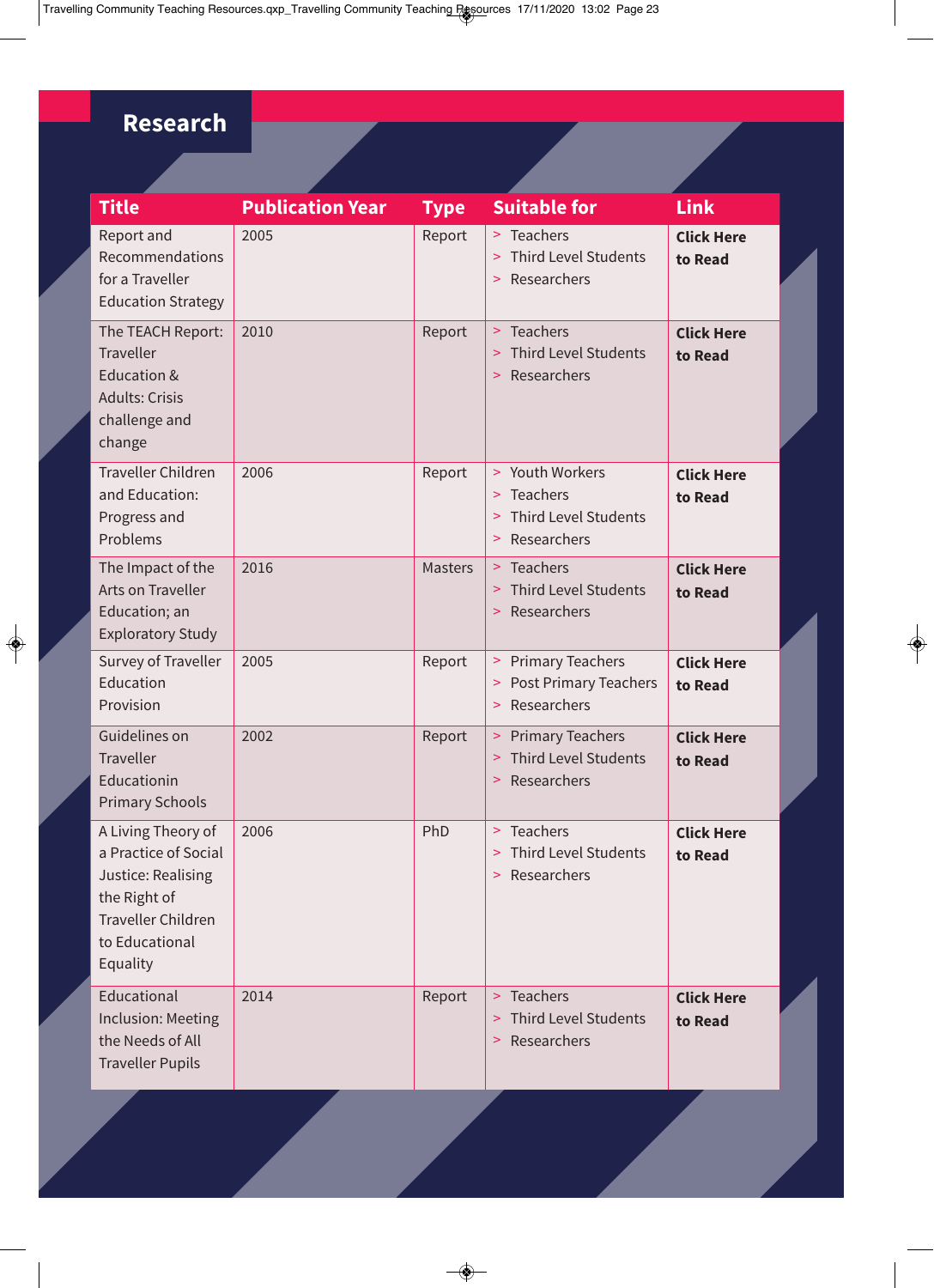# Research

| Title | Publication Year | Type | Suitable for | Link |
|---|---|---|---|---|
| Report and Recommendations for a Traveller Education Strategy | 2005 | Report | > Teachers<br>> Third Level Students<br>> Researchers | **Click Here to Read** |
| The TEACH Report: Traveller Education & Adults: Crisis challenge and change | 2010 | Report | > Teachers<br>> Third Level Students<br>> Researchers | **Click Here to Read** |
| Traveller Children and Education: Progress and Problems | 2006 | Report | > Youth Workers<br>> Teachers<br>> Third Level Students<br>> Researchers | **Click Here to Read** |
| The Impact of the Arts on Traveller Education; an Exploratory Study | 2016 | Masters | > Teachers<br>> Third Level Students<br>> Researchers | **Click Here to Read** |
| Survey of Traveller Education Provision | 2005 | Report | > Primary Teachers<br>> Post Primary Teachers<br>> Researchers | **Click Here to Read** |
| Guidelines on Traveller Educationin Primary Schools | 2002 | Report | > Primary Teachers<br>> Third Level Students<br>> Researchers | **Click Here to Read** |
| A Living Theory of a Practice of Social Justice: Realising the Right of Traveller Children to Educational Equality | 2006 | PhD | > Teachers<br>> Third Level Students<br>> Researchers | **Click Here to Read** |
| Educational Inclusion: Meeting the Needs of All Traveller Pupils | 2014 | Report | > Teachers<br>> Third Level Students<br>> Researchers | **Click Here to Read** |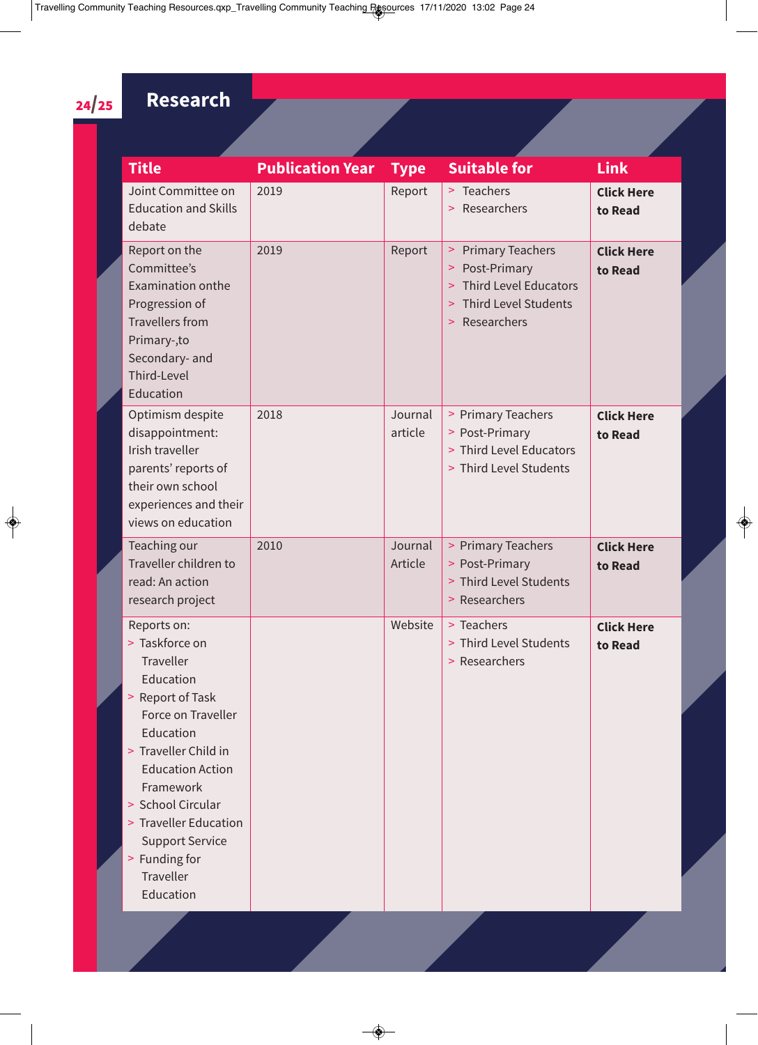# Research

| Title | Publication Year | Type | Suitable for | Link |
|---|---|---|---|---|
| Joint Committee on Education and Skills debate | 2019 | Report | > Teachers<br>> Researchers | **Click Here to Read** |
| Report on the Committee's Examination onthe Progression of Travellers from Primary-,to Secondary- and Third-Level Education | 2019 | Report | > Primary Teachers<br>> Post-Primary<br>> Third Level Educators<br>> Third Level Students<br>> Researchers | **Click Here to Read** |
| Optimism despite disappointment: Irish traveller parents' reports of their own school experiences and their views on education | 2018 | Journal article | > Primary Teachers<br>> Post-Primary<br>> Third Level Educators<br>> Third Level Students | **Click Here to Read** |
| Teaching our Traveller children to read: An action research project | 2010 | Journal Article | > Primary Teachers<br>> Post-Primary<br>> Third Level Students<br>> Researchers | **Click Here to Read** |
| Reports on:<br>> Taskforce on Traveller Education<br>> Report of Task Force on Traveller Education<br>> Traveller Child in Education Action Framework<br>> School Circular<br>> Traveller Education Support Service<br>> Funding for Traveller Education | | Website | > Teachers<br>> Third Level Students<br>> Researchers | **Click Here to Read** |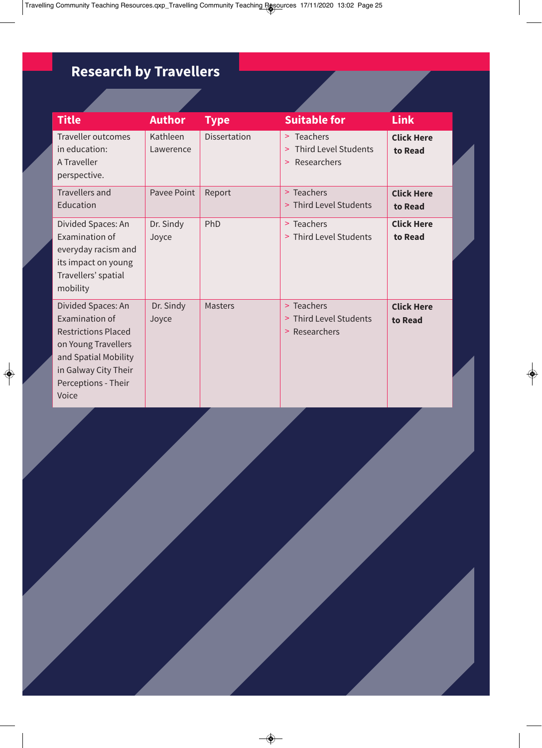## Research by Travellers

| Title | Author | Type | Suitable for | Link |
|---|---|---|---|---|
| Traveller outcomes in education: A Traveller perspective. | Kathleen Lawerence | Dissertation | > Teachers<br>> Third Level Students<br>> Researchers | **Click Here to Read** |
| Travellers and Education | Pavee Point | Report | > Teachers<br>> Third Level Students | **Click Here to Read** |
| Divided Spaces: An Examination of everyday racism and its impact on young Travellers' spatial mobility | Dr. Sindy Joyce | PhD | > Teachers<br>> Third Level Students | **Click Here to Read** |
| Divided Spaces: An Examination of Restrictions Placed on Young Travellers and Spatial Mobility in Galway City Their Perceptions - Their Voice | Dr. Sindy Joyce | Masters | > Teachers<br>> Third Level Students<br>> Researchers | **Click Here to Read** |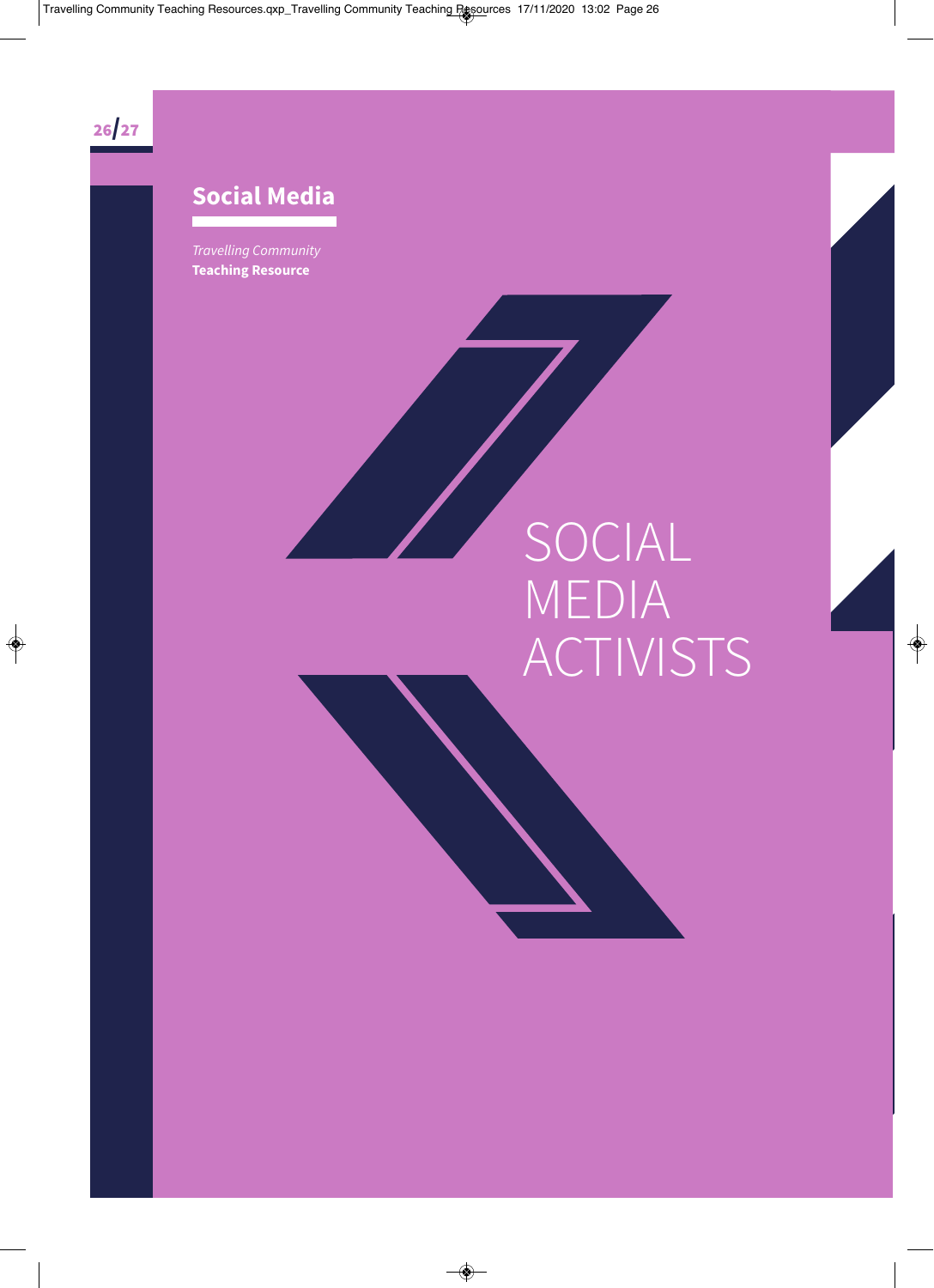# SOCIAL MEDIA ACTIVISTS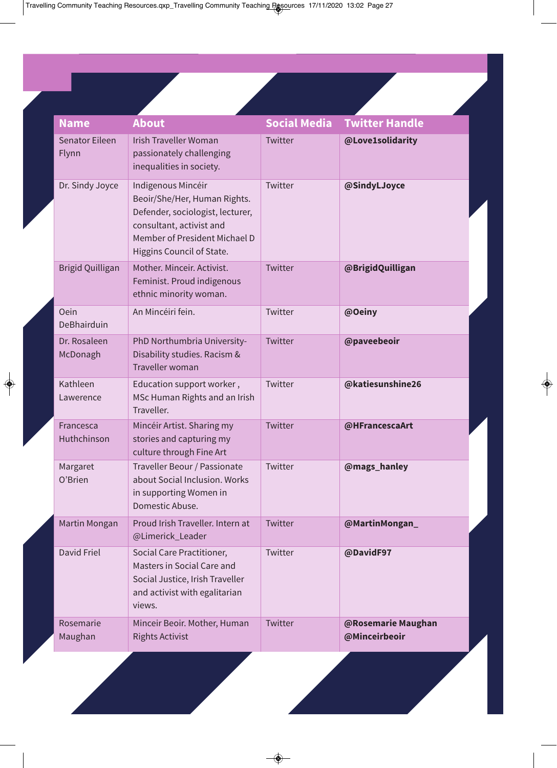| Name | About | Social Media | Twitter Handle |
|---|---|---|---|
| Senator Eileen Flynn | Irish Traveller Woman passionately challenging inequalities in society. | Twitter | **@Love1solidarity** |
| Dr. Sindy Joyce | Indigenous Mincéir Beoir/She/Her, Human Rights. Defender, sociologist, lecturer, consultant, activist and Member of President Michael D Higgins Council of State. | Twitter | **@SindyLJoyce** |
| Brigid Quilligan | Mother. Minceir. Activist. Feminist. Proud indigenous ethnic minority woman. | Twitter | **@BrigidQuilligan** |
| Oein DeBhairduin | An Mincéiri fein. | Twitter | **@Oeiny** |
| Dr. Rosaleen McDonagh | PhD Northumbria University- Disability studies. Racism & Traveller woman | Twitter | **@paveebeoir** |
| Kathleen Lawerence | Education support worker , MSc Human Rights and an Irish Traveller. | Twitter | **@katiesunshine26** |
| Francesca Huthchinson | Mincéir Artist. Sharing my stories and capturing my culture through Fine Art | Twitter | **@HFrancescaArt** |
| Margaret O'Brien | Traveller Beour / Passionate about Social Inclusion. Works in supporting Women in Domestic Abuse. | Twitter | **@mags_hanley** |
| Martin Mongan | Proud Irish Traveller. Intern at @Limerick_Leader | Twitter | **@MartinMongan_** |
| David Friel | Social Care Practitioner, Masters in Social Care and Social Justice, Irish Traveller and activist with egalitarian views. | Twitter | **@DavidF97** |
| Rosemarie Maughan | Minceir Beoir. Mother, Human Rights Activist | Twitter | **@Rosemarie Maughan** **@Minceirbeoir** |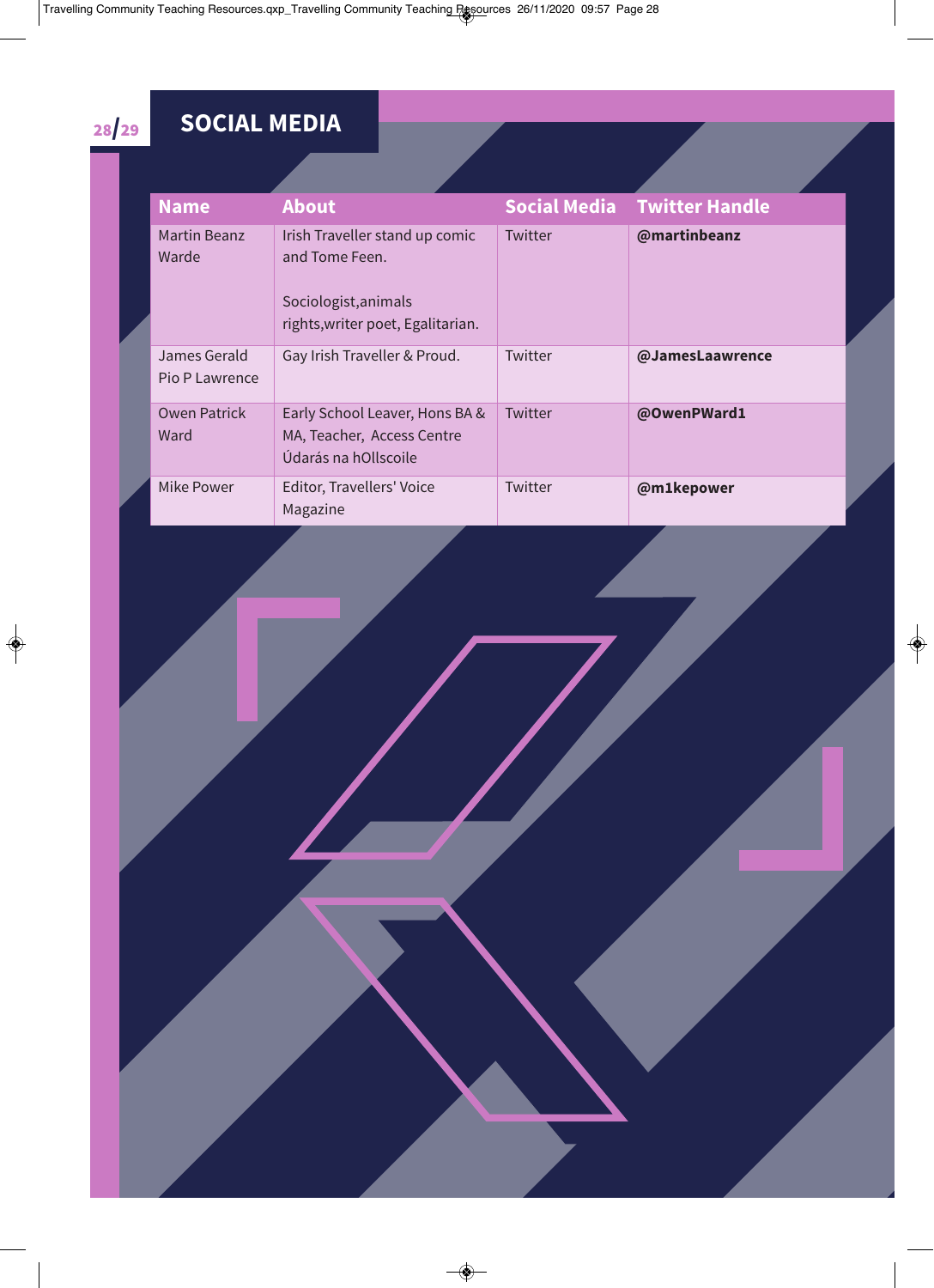# SOCIAL MEDIA

| Name | About | Social Media | Twitter Handle |
|---|---|---|---|
| Martin Beanz Warde | Irish Traveller stand up comic and Tome Feen. Sociologist,animals rights,writer poet, Egalitarian. | Twitter | **@martinbeanz** |
| James Gerald Pio P Lawrence | Gay Irish Traveller & Proud. | Twitter | **@JamesLaawrence** |
| Owen Patrick Ward | Early School Leaver, Hons BA & MA, Teacher, Access Centre Údarás na hOllscoile | Twitter | **@OwenPWard1** |
| Mike Power | Editor, Travellers' Voice Magazine | Twitter | **@m1kepower** |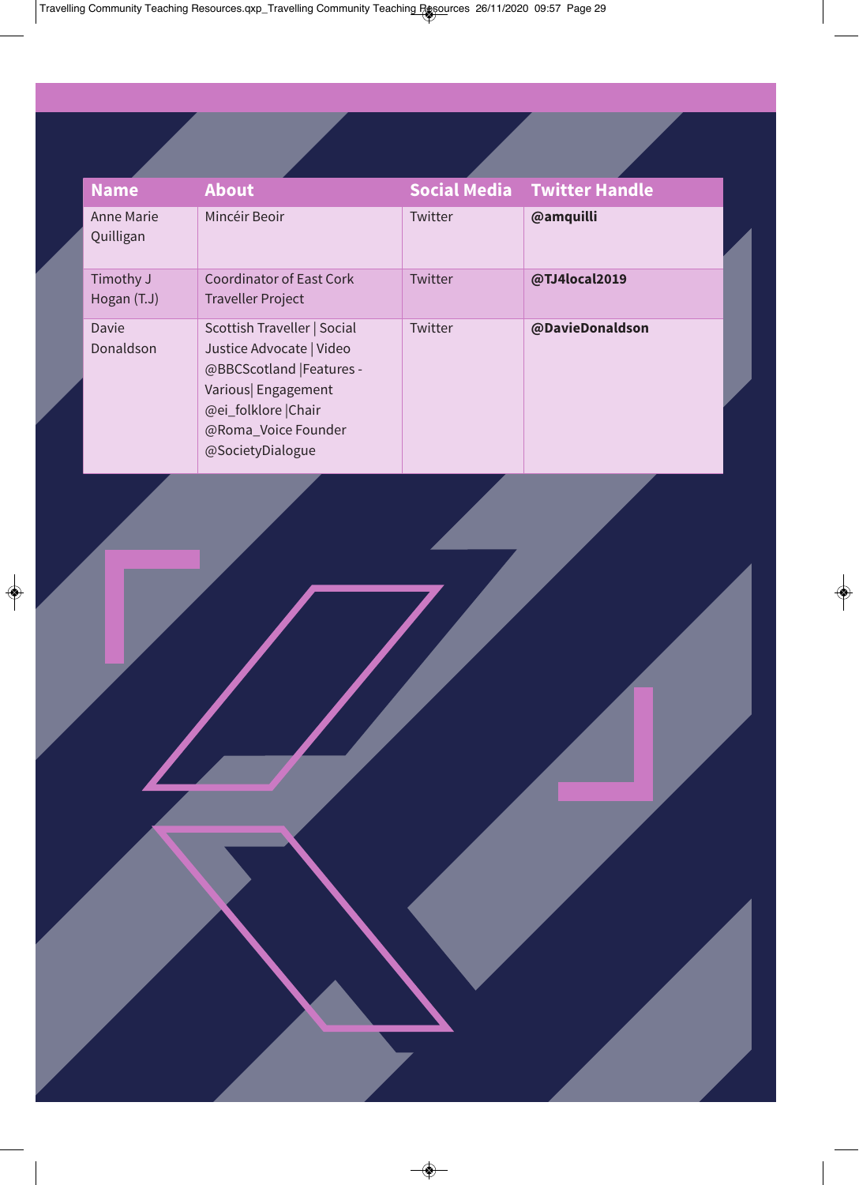| Name | About | Social Media | Twitter Handle |
|---|---|---|---|
| Anne Marie Quilligan | Mincéir Beoir | Twitter | **@amquilli** |
| Timothy J Hogan (T.J) | Coordinator of East Cork Traveller Project | Twitter | **@TJ4local2019** |
| Davie Donaldson | Scottish Traveller \| Social Justice Advocate \| Video @BBCScotland \|Features - Various\| Engagement @ei_folklore \|Chair @Roma_Voice Founder @SocietyDialogue | Twitter | **@DavieDonaldson** |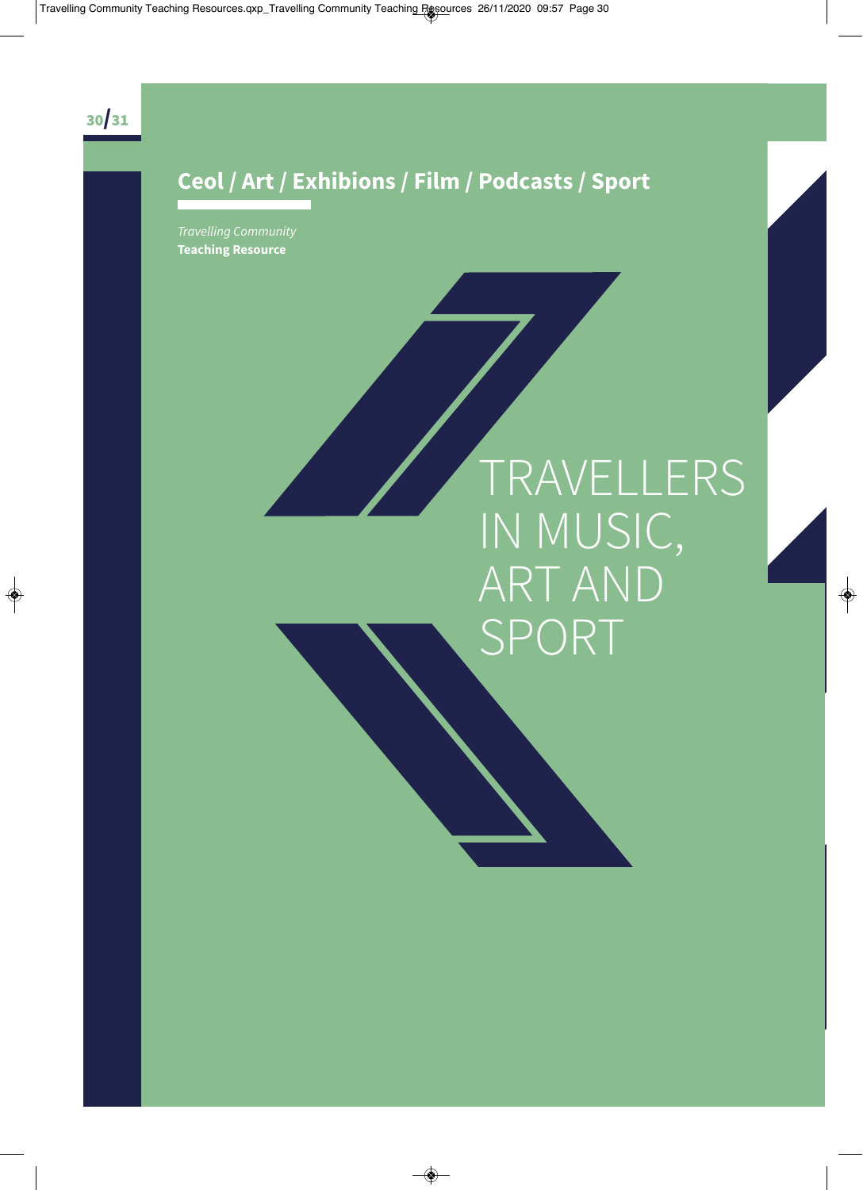## Ceol / Art / Exhibions / Film / Podcasts / Sport

*Travelling Community*
**Teaching Resource**

# TRAVELLERS IN MUSIC, ART AND SPORT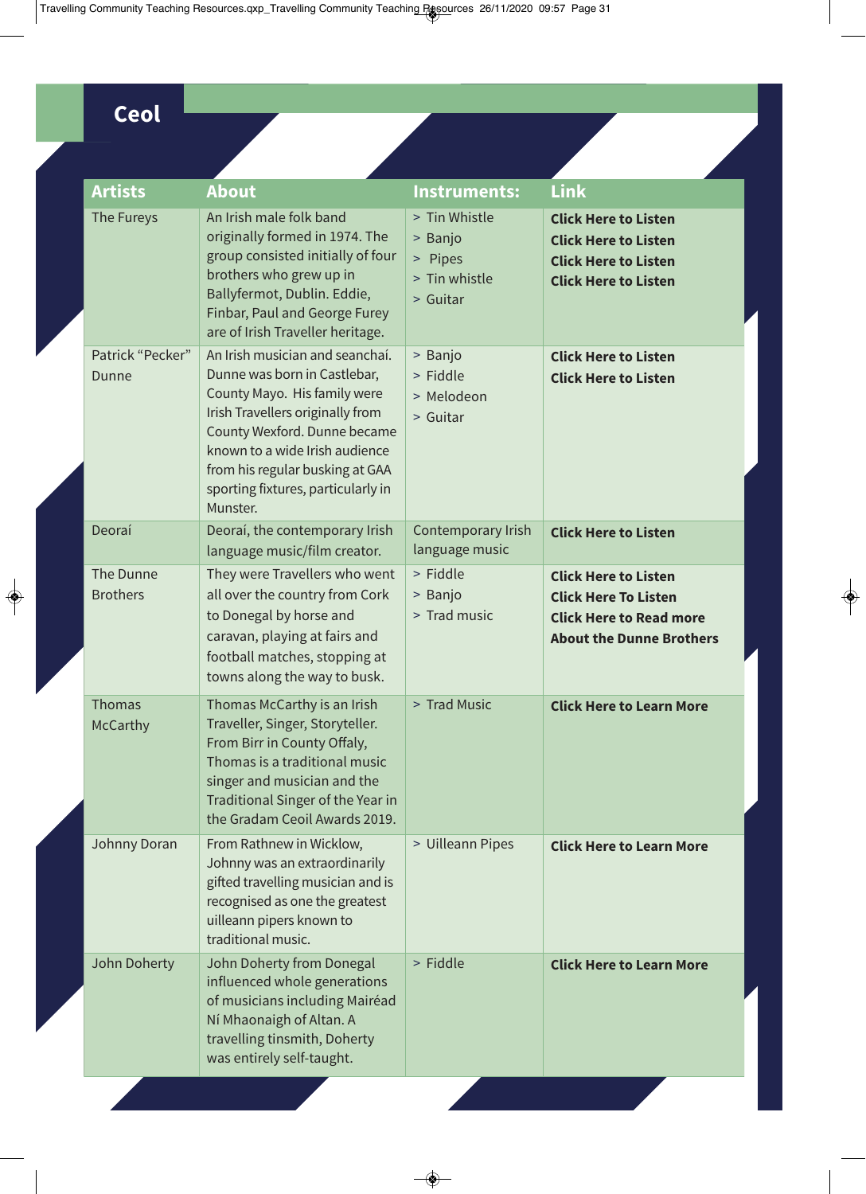# Ceol

| Artists | About | Instruments: | Link |
|---|---|---|---|
| The Fureys | An Irish male folk band originally formed in 1974. The group consisted initially of four brothers who grew up in Ballyfermot, Dublin. Eddie, Finbar, Paul and George Furey are of Irish Traveller heritage. | > Tin Whistle<br>> Banjo<br>> Pipes<br>> Tin whistle<br>> Guitar | **Click Here to Listen**<br>**Click Here to Listen**<br>**Click Here to Listen**<br>**Click Here to Listen** |
| Patrick "Pecker" Dunne | An Irish musician and seanchaí. Dunne was born in Castlebar, County Mayo. His family were Irish Travellers originally from County Wexford. Dunne became known to a wide Irish audience from his regular busking at GAA sporting fixtures, particularly in Munster. | > Banjo<br>> Fiddle<br>> Melodeon<br>> Guitar | **Click Here to Listen**<br>**Click Here to Listen** |
| Deoraí | Deoraí, the contemporary Irish language music/film creator. | Contemporary Irish language music | **Click Here to Listen** |
| The Dunne Brothers | They were Travellers who went all over the country from Cork to Donegal by horse and caravan, playing at fairs and football matches, stopping at towns along the way to busk. | > Fiddle<br>> Banjo<br>> Trad music | **Click Here to Listen**<br>**Click Here To Listen**<br>**Click Here to Read more About the Dunne Brothers** |
| Thomas McCarthy | Thomas McCarthy is an Irish Traveller, Singer, Storyteller. From Birr in County Offaly, Thomas is a traditional music singer and musician and the Traditional Singer of the Year in the Gradam Ceoil Awards 2019. | > Trad Music | **Click Here to Learn More** |
| Johnny Doran | From Rathnew in Wicklow, Johnny was an extraordinarily gifted travelling musician and is recognised as one the greatest uilleann pipers known to traditional music. | > Uilleann Pipes | **Click Here to Learn More** |
| John Doherty | John Doherty from Donegal influenced whole generations of musicians including Mairéad Ní Mhaonaigh of Altan. A travelling tinsmith, Doherty was entirely self-taught. | > Fiddle | **Click Here to Learn More** |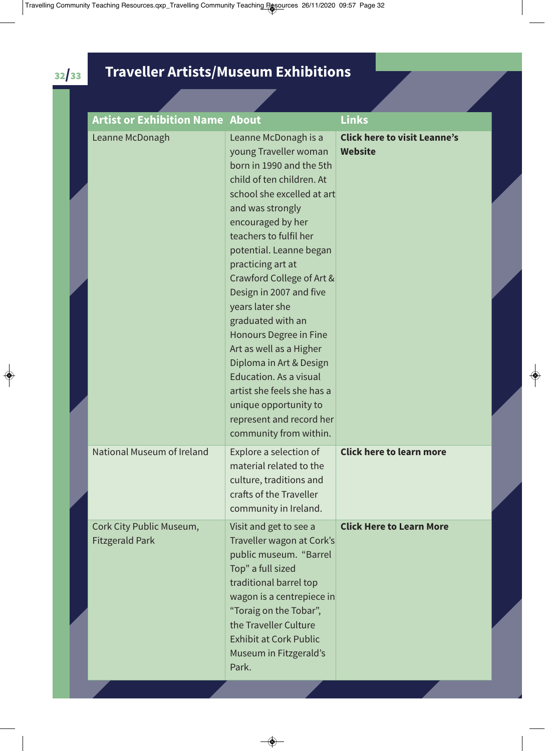# Traveller Artists/Museum Exhibitions

| Artist or Exhibition Name | About | Links |
|---|---|---|
| Leanne McDonagh | Leanne McDonagh is a young Traveller woman born in 1990 and the 5th child of ten children. At school she excelled at art and was strongly encouraged by her teachers to fulfil her potential. Leanne began practicing art at Crawford College of Art & Design in 2007 and five years later she graduated with an Honours Degree in Fine Art as well as a Higher Diploma in Art & Design Education. As a visual artist she feels she has a unique opportunity to represent and record her community from within. | **Click here to visit Leanne's Website** |
| National Museum of Ireland | Explore a selection of material related to the culture, traditions and crafts of the Traveller community in Ireland. | **Click here to learn more** |
| Cork City Public Museum, Fitzgerald Park | Visit and get to see a Traveller wagon at Cork's public museum. "Barrel Top" a full sized traditional barrel top wagon is a centrepiece in "Toraig on the Tobar", the Traveller Culture Exhibit at Cork Public Museum in Fitzgerald's Park. | **Click Here to Learn More** |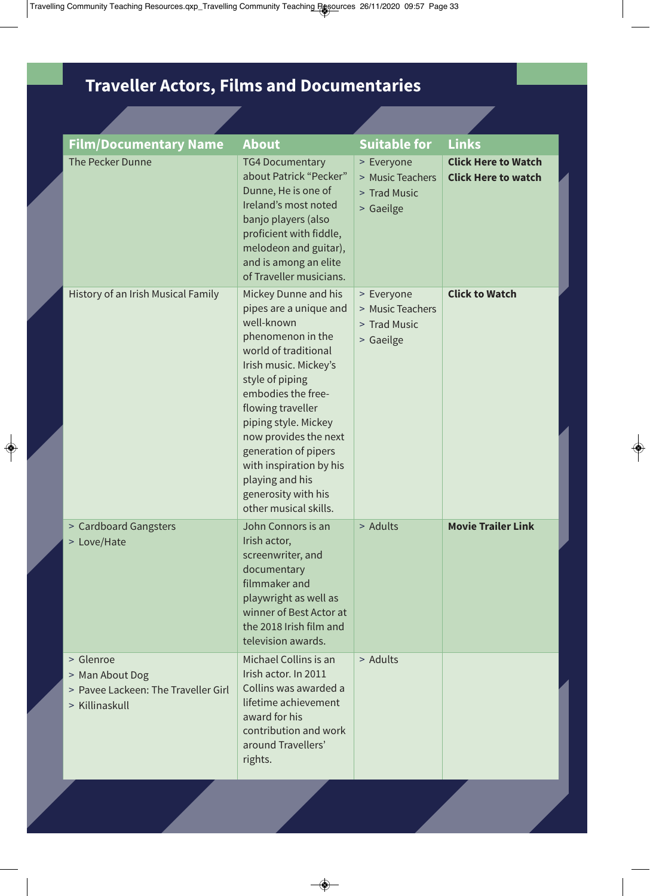# Traveller Actors, Films and Documentaries

| Film/Documentary Name | About | Suitable for | Links |
|---|---|---|---|
| The Pecker Dunne | TG4 Documentary about Patrick "Pecker" Dunne, He is one of Ireland's most noted banjo players (also proficient with fiddle, melodeon and guitar), and is among an elite of Traveller musicians. | > Everyone<br>> Music Teachers<br>> Trad Music<br>> Gaeilge | **Click Here to Watch**<br>**Click Here to watch** |
| History of an Irish Musical Family | Mickey Dunne and his pipes are a unique and well-known phenomenon in the world of traditional Irish music. Mickey's style of piping embodies the free-flowing traveller piping style. Mickey now provides the next generation of pipers with inspiration by his playing and his generosity with his other musical skills. | > Everyone<br>> Music Teachers<br>> Trad Music<br>> Gaeilge | **Click to Watch** |
| > Cardboard Gangsters<br>> Love/Hate | John Connors is an Irish actor, screenwriter, and documentary filmmaker and playwright as well as winner of Best Actor at the 2018 Irish film and television awards. | > Adults | **Movie Trailer Link** |
| > Glenroe<br>> Man About Dog<br>> Pavee Lackeen: The Traveller Girl<br>> Killinaskull | Michael Collins is an Irish actor. In 2011 Collins was awarded a lifetime achievement award for his contribution and work around Travellers' rights. | > Adults | |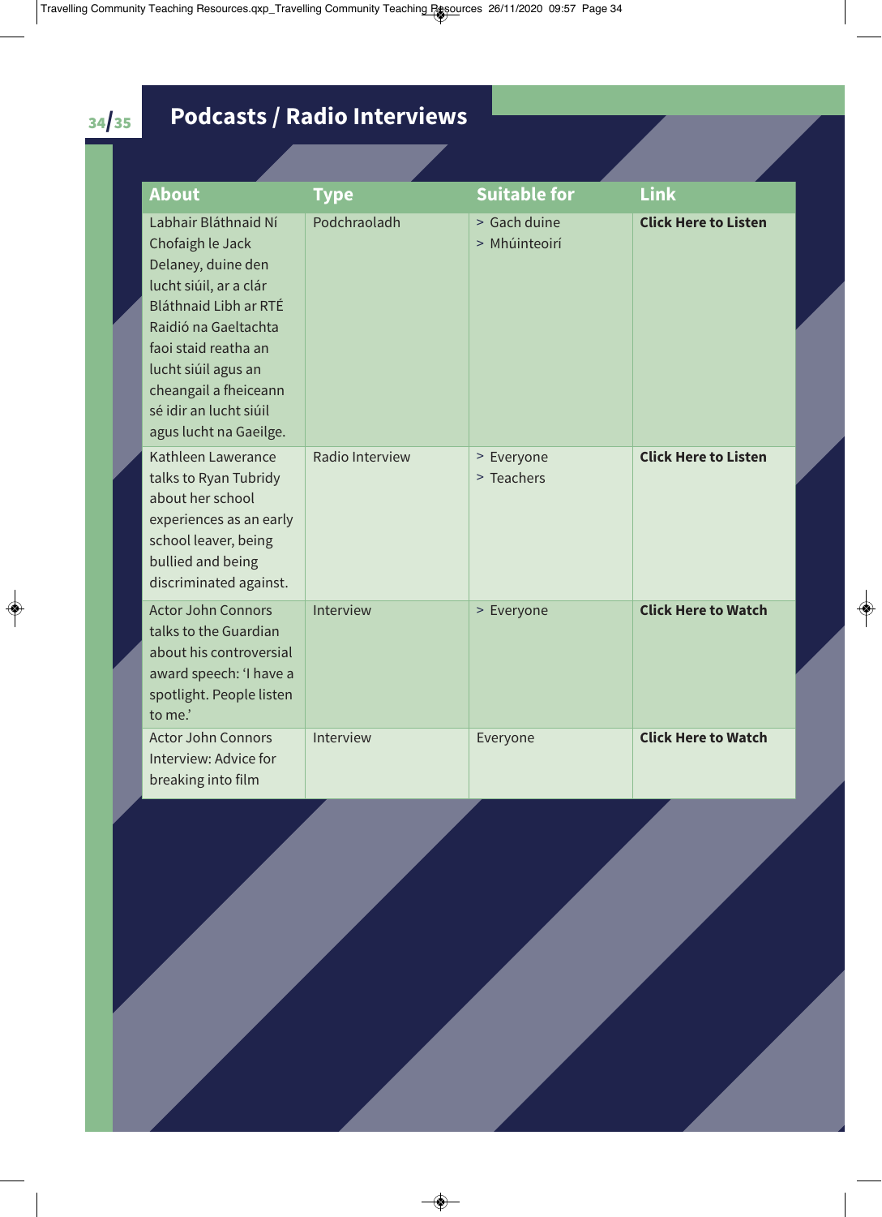# Podcasts / Radio Interviews

| About | Type | Suitable for | Link |
|---|---|---|---|
| Labhair Bláthnaid Ní Chofaigh le Jack Delaney, duine den lucht siúil, ar a clár Bláthnaid Libh ar RTÉ Raidió na Gaeltachta faoi staid reatha an lucht siúil agus an cheangail a fheiceann sé idir an lucht siúil agus lucht na Gaeilge. | Podchraoladh | > Gach duine<br>> Mhúinteoirí | **Click Here to Listen** |
| Kathleen Lawerance talks to Ryan Tubridy about her school experiences as an early school leaver, being bullied and being discriminated against. | Radio Interview | > Everyone<br>> Teachers | **Click Here to Listen** |
| Actor John Connors talks to the Guardian about his controversial award speech: 'I have a spotlight. People listen to me.' | Interview | > Everyone | **Click Here to Watch** |
| Actor John Connors Interview: Advice for breaking into film | Interview | Everyone | **Click Here to Watch** |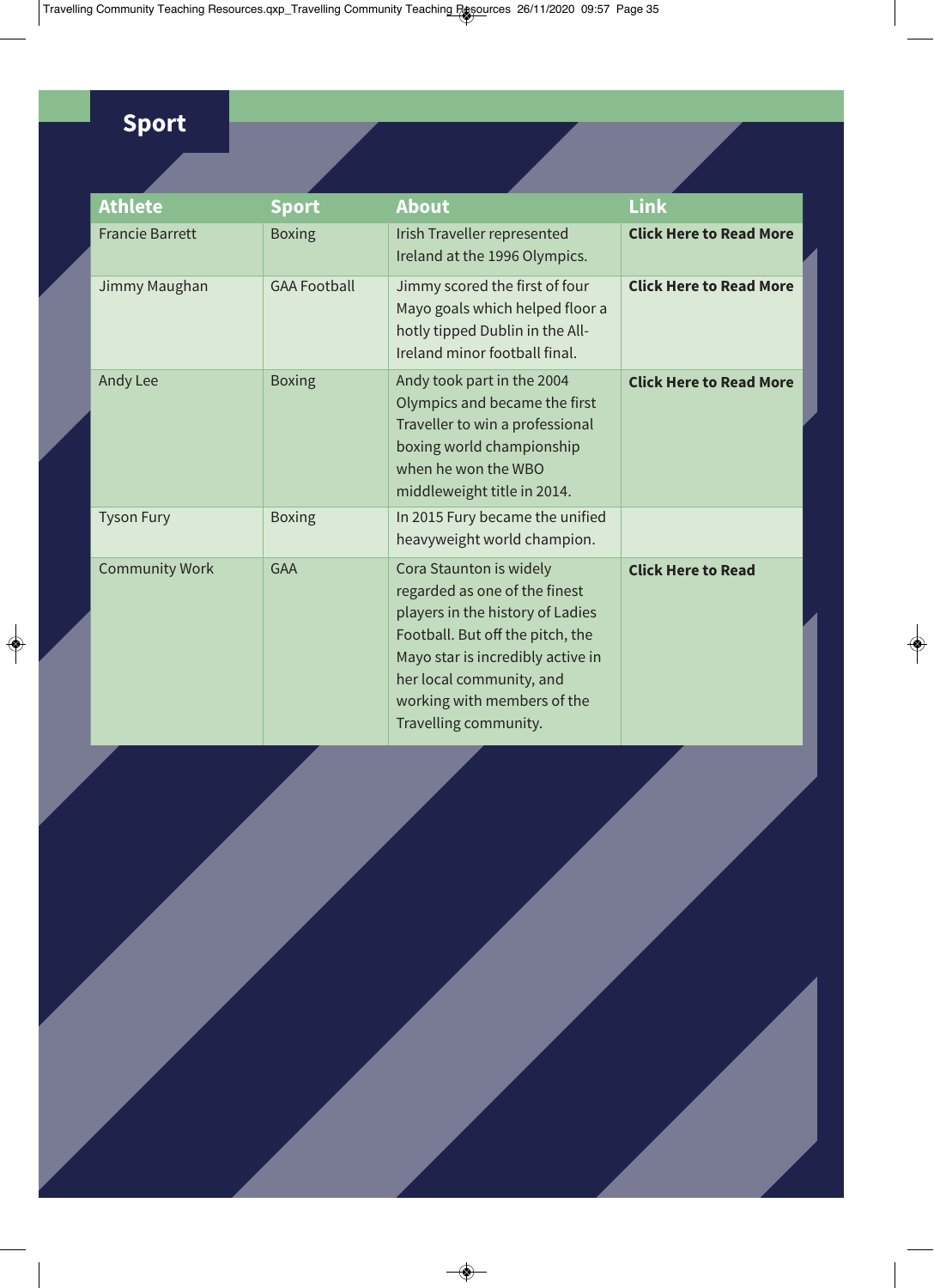# Sport

| Athlete | Sport | About | Link |
|---|---|---|---|
| Francie Barrett | Boxing | Irish Traveller represented Ireland at the 1996 Olympics. | **Click Here to Read More** |
| Jimmy Maughan | GAA Football | Jimmy scored the first of four Mayo goals which helped floor a hotly tipped Dublin in the All-Ireland minor football final. | **Click Here to Read More** |
| Andy Lee | Boxing | Andy took part in the 2004 Olympics and became the first Traveller to win a professional boxing world championship when he won the WBO middleweight title in 2014. | **Click Here to Read More** |
| Tyson Fury | Boxing | In 2015 Fury became the unified heavyweight world champion. | |
| Community Work | GAA | Cora Staunton is widely regarded as one of the finest players in the history of Ladies Football. But off the pitch, the Mayo star is incredibly active in her local community, and working with members of the Travelling community. | **Click Here to Read** |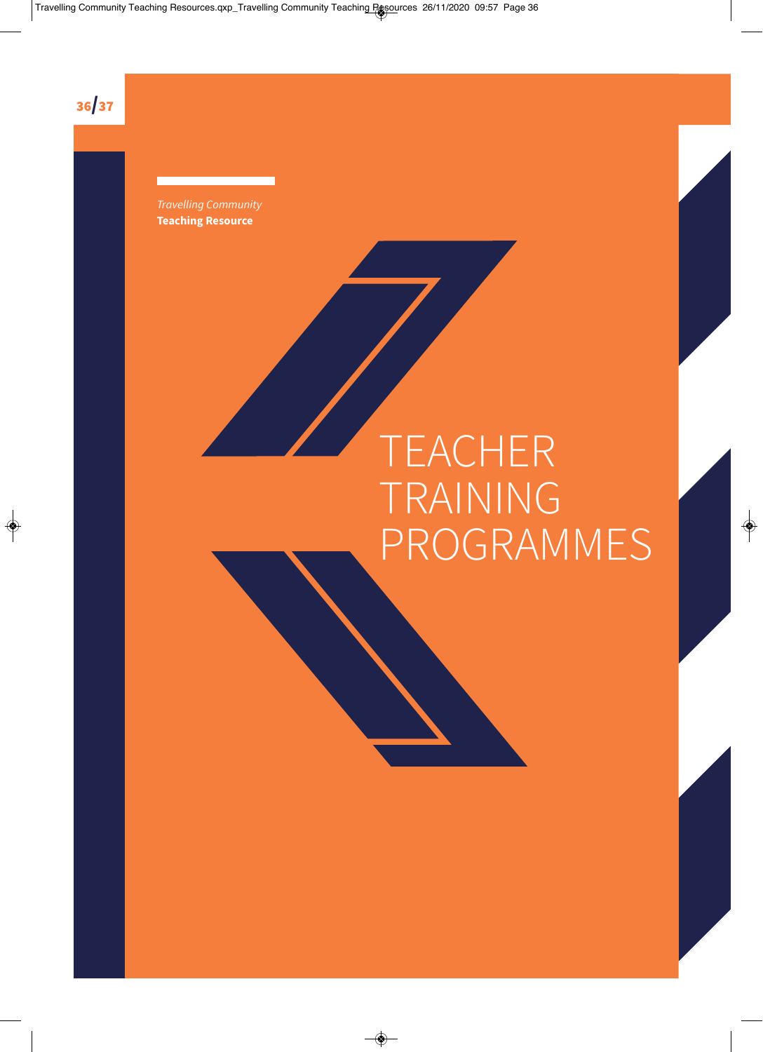*Travelling Community*
**Teaching Resource**

# TEACHER TRAINING PROGRAMMES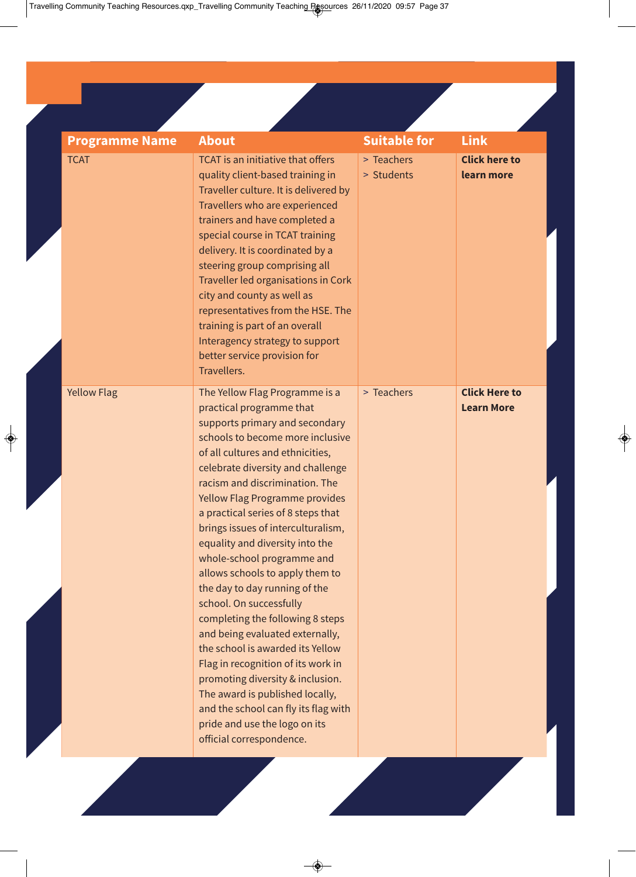| Programme Name | About | Suitable for | Link |
|---|---|---|---|
| TCAT | TCAT is an initiative that offers quality client-based training in Traveller culture. It is delivered by Travellers who are experienced trainers and have completed a special course in TCAT training delivery. It is coordinated by a steering group comprising all Traveller led organisations in Cork city and county as well as representatives from the HSE. The training is part of an overall Interagency strategy to support better service provision for Travellers. | > Teachers<br>> Students | **Click here to learn more** |
| Yellow Flag | The Yellow Flag Programme is a practical programme that supports primary and secondary schools to become more inclusive of all cultures and ethnicities, celebrate diversity and challenge racism and discrimination. The Yellow Flag Programme provides a practical series of 8 steps that brings issues of interculturalism, equality and diversity into the whole-school programme and allows schools to apply them to the day to day running of the school. On successfully completing the following 8 steps and being evaluated externally, the school is awarded its Yellow Flag in recognition of its work in promoting diversity & inclusion. The award is published locally, and the school can fly its flag with pride and use the logo on its official correspondence. | > Teachers | **Click Here to Learn More** |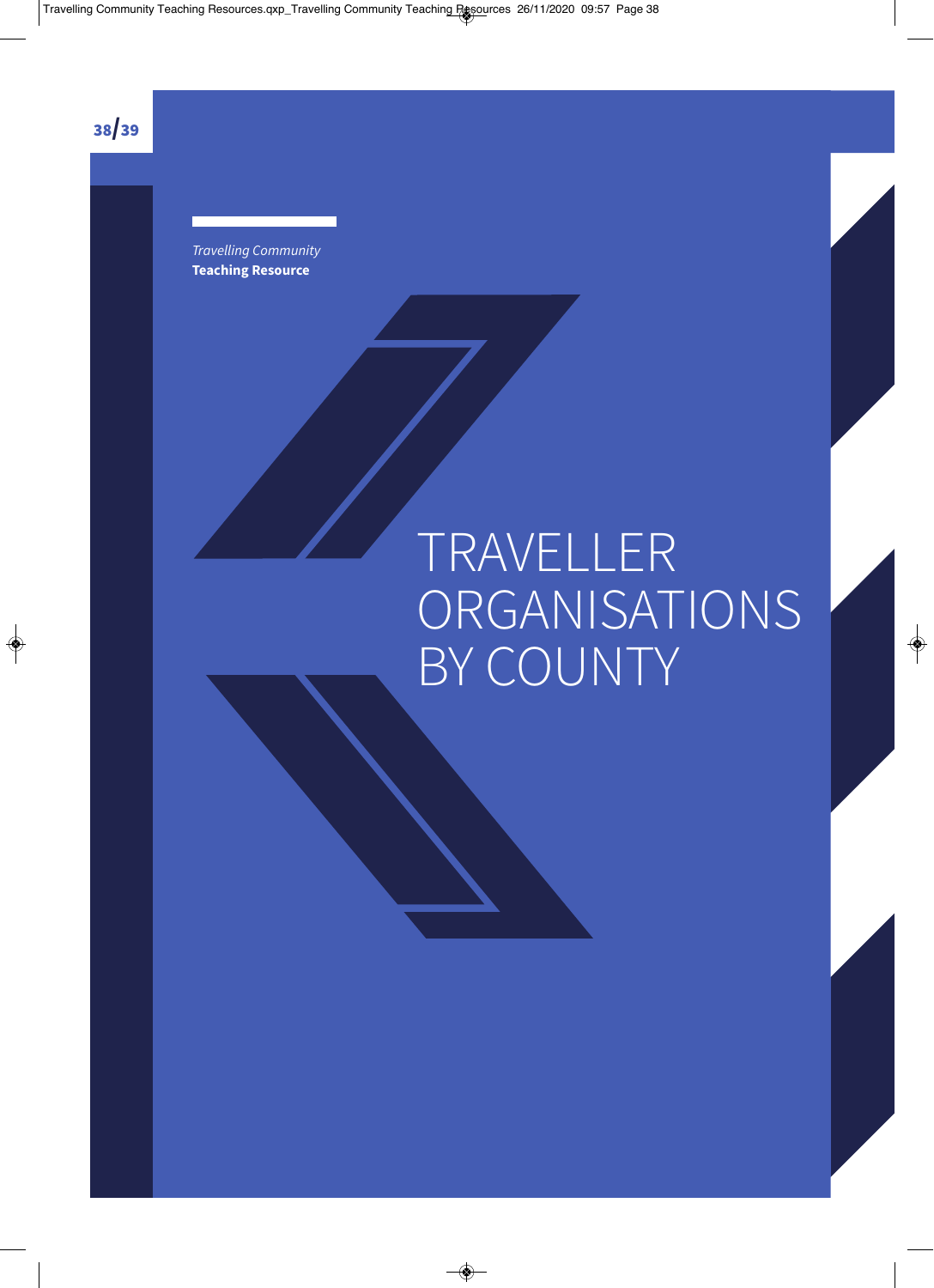*Travelling Community*
**Teaching Resource**

# TRAVELLER ORGANISATIONS BY COUNTY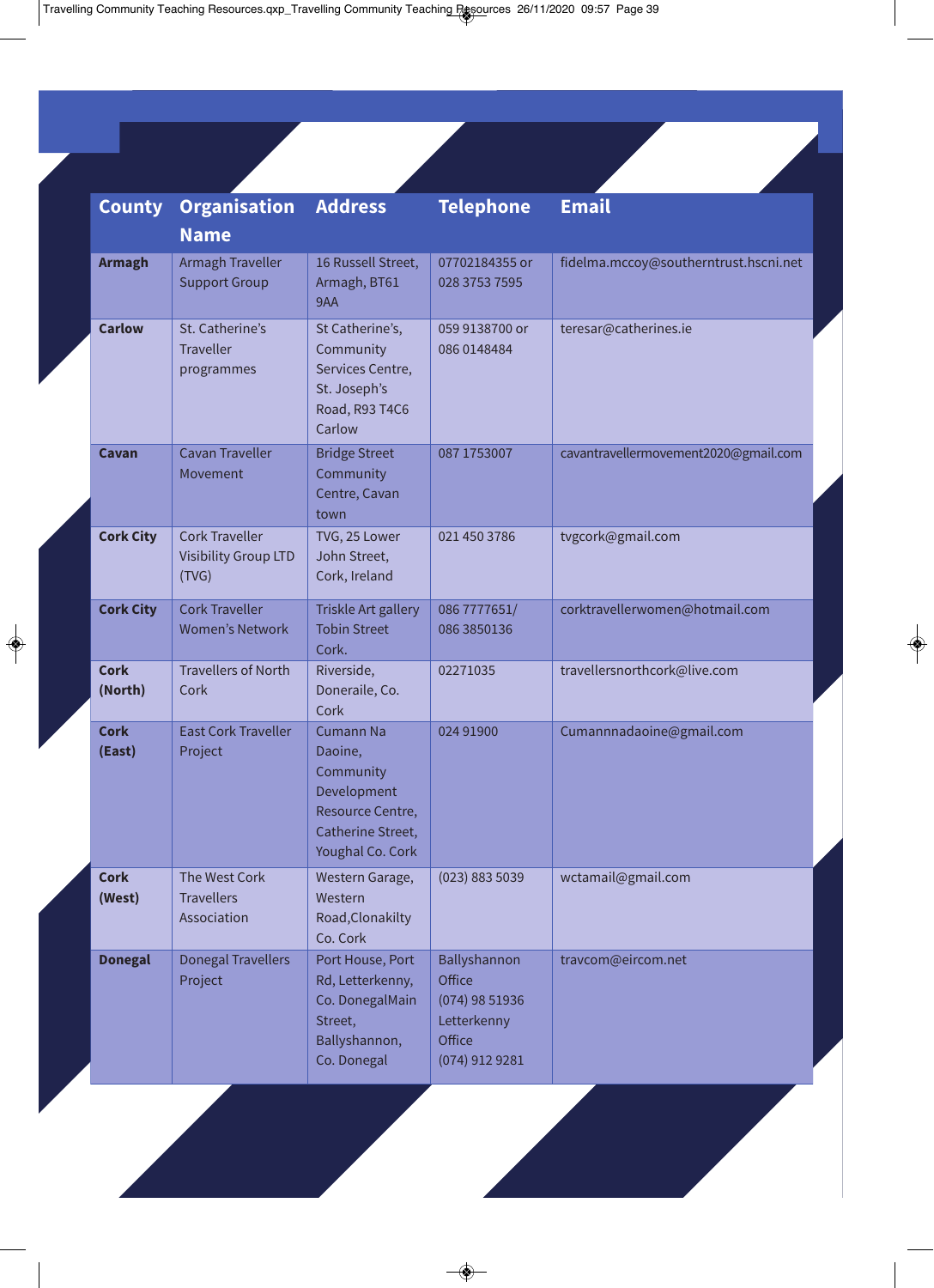| County | Organisation Name | Address | Telephone | Email |
|---|---|---|---|---|
| **Armagh** | Armagh Traveller Support Group | 16 Russell Street, Armagh, BT61 9AA | 07702184355 or 028 3753 7595 | fidelma.mccoy@southerntrust.hscni.net |
| **Carlow** | St. Catherine's Traveller programmes | St Catherine's, Community Services Centre, St. Joseph's Road, R93 T4C6 Carlow | 059 9138700 or 086 0148484 | teresar@catherines.ie |
| **Cavan** | Cavan Traveller Movement | Bridge Street Community Centre, Cavan town | 087 1753007 | cavantravellermovement2020@gmail.com |
| **Cork City** | Cork Traveller Visibility Group LTD (TVG) | TVG, 25 Lower John Street, Cork, Ireland | 021 450 3786 | tvgcork@gmail.com |
| **Cork City** | Cork Traveller Women's Network | Triskle Art gallery Tobin Street Cork. | 086 7777651/ 086 3850136 | corktravellerwomen@hotmail.com |
| **Cork (North)** | Travellers of North Cork | Riverside, Doneraile, Co. Cork | 02271035 | travellersnorthcork@live.com |
| **Cork (East)** | East Cork Traveller Project | Cumann Na Daoine, Community Development Resource Centre, Catherine Street, Youghal Co. Cork | 024 91900 | Cumannnadaoine@gmail.com |
| **Cork (West)** | The West Cork Travellers Association | Western Garage, Western Road,Clonakilty Co. Cork | (023) 883 5039 | wctamail@gmail.com |
| **Donegal** | Donegal Travellers Project | Port House, Port Rd, Letterkenny, Co. DonegalMain Street, Ballyshannon, Co. Donegal | Ballyshannon Office (074) 98 51936 Letterkenny Office (074) 912 9281 | travcom@eircom.net |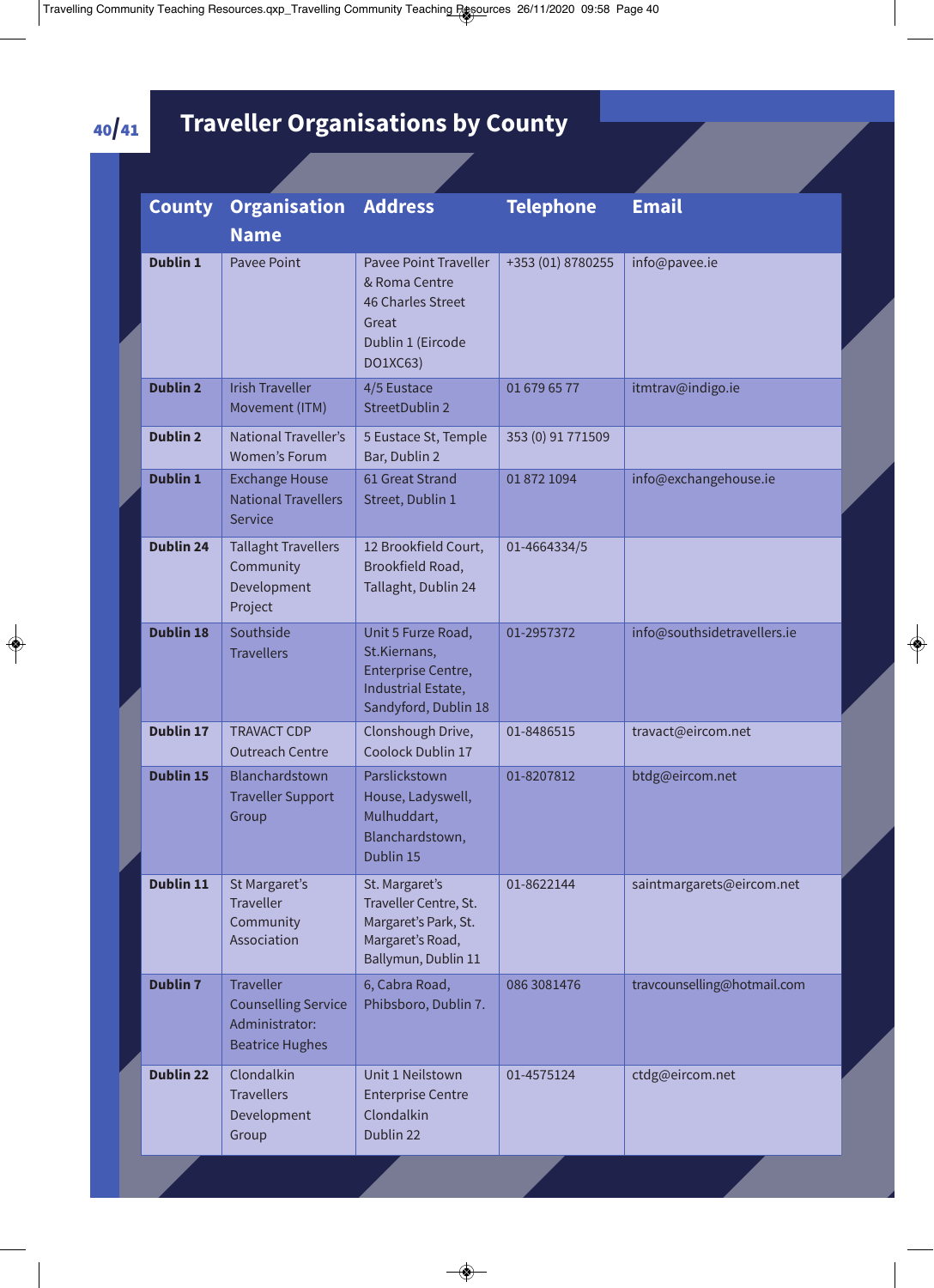# Traveller Organisations by County

| County | Organisation Name | Address | Telephone | Email |
|---|---|---|---|---|
| **Dublin 1** | Pavee Point | Pavee Point Traveller & Roma Centre 46 Charles Street Great Dublin 1 (Eircode DO1XC63) | +353 (01) 8780255 | info@pavee.ie |
| **Dublin 2** | Irish Traveller Movement (ITM) | 4/5 Eustace StreetDublin 2 | 01 679 65 77 | itmtrav@indigo.ie |
| **Dublin 2** | National Traveller's Women's Forum | 5 Eustace St, Temple Bar, Dublin 2 | 353 (0) 91 771509 | |
| **Dublin 1** | Exchange House National Travellers Service | 61 Great Strand Street, Dublin 1 | 01 872 1094 | info@exchangehouse.ie |
| **Dublin 24** | Tallaght Travellers Community Development Project | 12 Brookfield Court, Brookfield Road, Tallaght, Dublin 24 | 01-4664334/5 | |
| **Dublin 18** | Southside Travellers | Unit 5 Furze Road, St.Kiernans, Enterprise Centre, Industrial Estate, Sandyford, Dublin 18 | 01-2957372 | info@southsidetravellers.ie |
| **Dublin 17** | TRAVACT CDP Outreach Centre | Clonshough Drive, Coolock Dublin 17 | 01-8486515 | travact@eircom.net |
| **Dublin 15** | Blanchardstown Traveller Support Group | Parslickstown House, Ladyswell, Mulhuddart, Blanchardstown, Dublin 15 | 01-8207812 | btdg@eircom.net |
| **Dublin 11** | St Margaret's Traveller Community Association | St. Margaret's Traveller Centre, St. Margaret's Park, St. Margaret's Road, Ballymun, Dublin 11 | 01-8622144 | saintmargarets@eircom.net |
| **Dublin 7** | Traveller Counselling Service Administrator: Beatrice Hughes | 6, Cabra Road, Phibsboro, Dublin 7. | 086 3081476 | travcounselling@hotmail.com |
| **Dublin 22** | Clondalkin Travellers Development Group | Unit 1 Neilstown Enterprise Centre Clondalkin Dublin 22 | 01-4575124 | ctdg@eircom.net |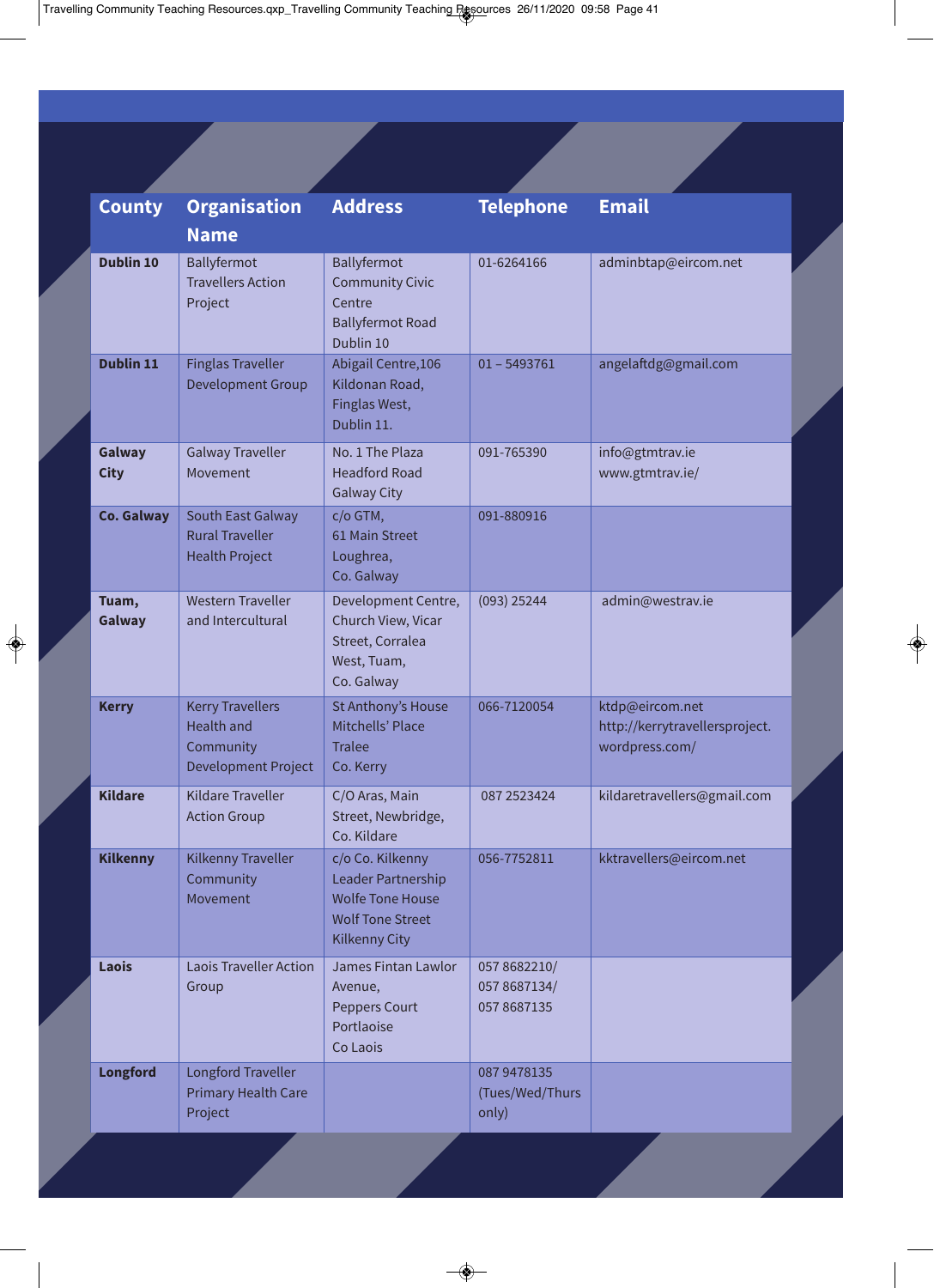| County | Organisation Name | Address | Telephone | Email |
|---|---|---|---|---|
| **Dublin 10** | Ballyfermot Travellers Action Project | Ballyfermot Community Civic Centre Ballyfermot Road Dublin 10 | 01-6264166 | adminbtap@eircom.net |
| **Dublin 11** | Finglas Traveller Development Group | Abigail Centre,106 Kildonan Road, Finglas West, Dublin 11. | 01 – 5493761 | angelaftdg@gmail.com |
| **Galway City** | Galway Traveller Movement | No. 1 The Plaza Headford Road Galway City | 091-765390 | info@gtmtrav.ie www.gtmtrav.ie/ |
| **Co. Galway** | South East Galway Rural Traveller Health Project | c/o GTM, 61 Main Street Loughrea, Co. Galway | 091-880916 | |
| **Tuam, Galway** | Western Traveller and Intercultural | Development Centre, Church View, Vicar Street, Corralea West, Tuam, Co. Galway | (093) 25244 | admin@westrav.ie |
| **Kerry** | Kerry Travellers Health and Community Development Project | St Anthony's House Mitchells' Place Tralee Co. Kerry | 066-7120054 | ktdp@eircom.net http://kerrytravellersproject.wordpress.com/ |
| **Kildare** | Kildare Traveller Action Group | C/O Aras, Main Street, Newbridge, Co. Kildare | 087 2523424 | kildaretravellers@gmail.com |
| **Kilkenny** | Kilkenny Traveller Community Movement | c/o Co. Kilkenny Leader Partnership Wolfe Tone House Wolf Tone Street Kilkenny City | 056-7752811 | kktravellers@eircom.net |
| **Laois** | Laois Traveller Action Group | James Fintan Lawlor Avenue, Peppers Court Portlaoise Co Laois | 057 8682210/ 057 8687134/ 057 8687135 | |
| **Longford** | Longford Traveller Primary Health Care Project | | 087 9478135 (Tues/Wed/Thurs only) | |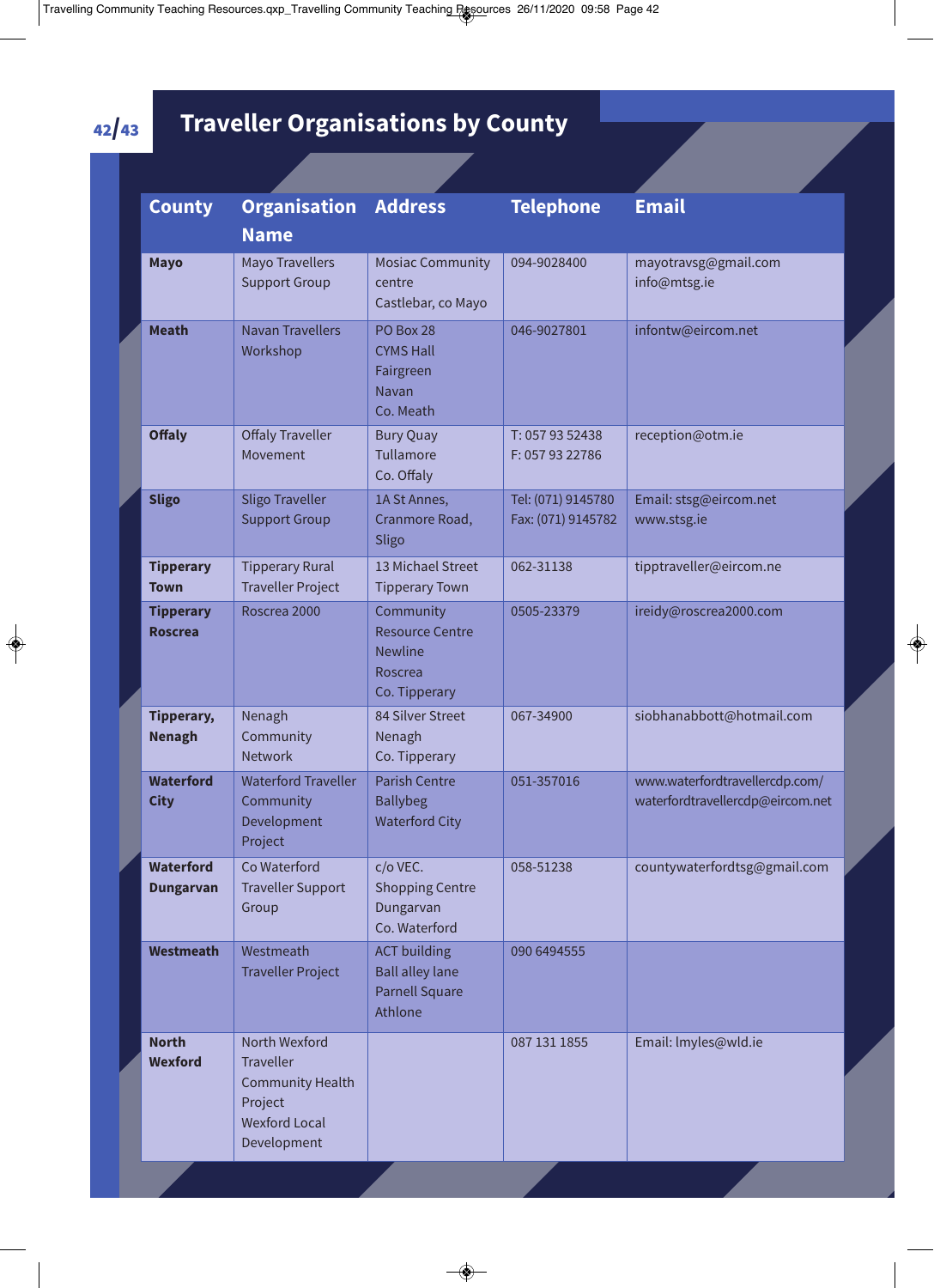# Traveller Organisations by County

| County | Organisation Name | Address | Telephone | Email |
|---|---|---|---|---|
| **Mayo** | Mayo Travellers Support Group | Mosiac Community centre Castlebar, co Mayo | 094-9028400 | mayotravsg@gmail.com info@mtsg.ie |
| **Meath** | Navan Travellers Workshop | PO Box 28 CYMS Hall Fairgreen Navan Co. Meath | 046-9027801 | infontw@eircom.net |
| **Offaly** | Offaly Traveller Movement | Bury Quay Tullamore Co. Offaly | T: 057 93 52438 F: 057 93 22786 | reception@otm.ie |
| **Sligo** | Sligo Traveller Support Group | 1A St Annes, Cranmore Road, Sligo | Tel: (071) 9145780 Fax: (071) 9145782 | Email: stsg@eircom.net www.stsg.ie |
| **Tipperary Town** | Tipperary Rural Traveller Project | 13 Michael Street Tipperary Town | 062-31138 | tipptraveller@eircom.ne |
| **Tipperary Roscrea** | Roscrea 2000 | Community Resource Centre Newline Roscrea Co. Tipperary | 0505-23379 | ireidy@roscrea2000.com |
| **Tipperary, Nenagh** | Nenagh Community Network | 84 Silver Street Nenagh Co. Tipperary | 067-34900 | siobhanabbott@hotmail.com |
| **Waterford City** | Waterford Traveller Community Development Project | Parish Centre Ballybeg Waterford City | 051-357016 | www.waterfordtravellercdp.com/ waterfordtravellercdp@eircom.net |
| **Waterford Dungarvan** | Co Waterford Traveller Support Group | c/o VEC. Shopping Centre Dungarvan Co. Waterford | 058-51238 | countywaterfordtsg@gmail.com |
| **Westmeath** | Westmeath Traveller Project | ACT building Ball alley lane Parnell Square Athlone | 090 6494555 | |
| **North Wexford** | North Wexford Traveller Community Health Project Wexford Local Development | | 087 131 1855 | Email: lmyles@wld.ie |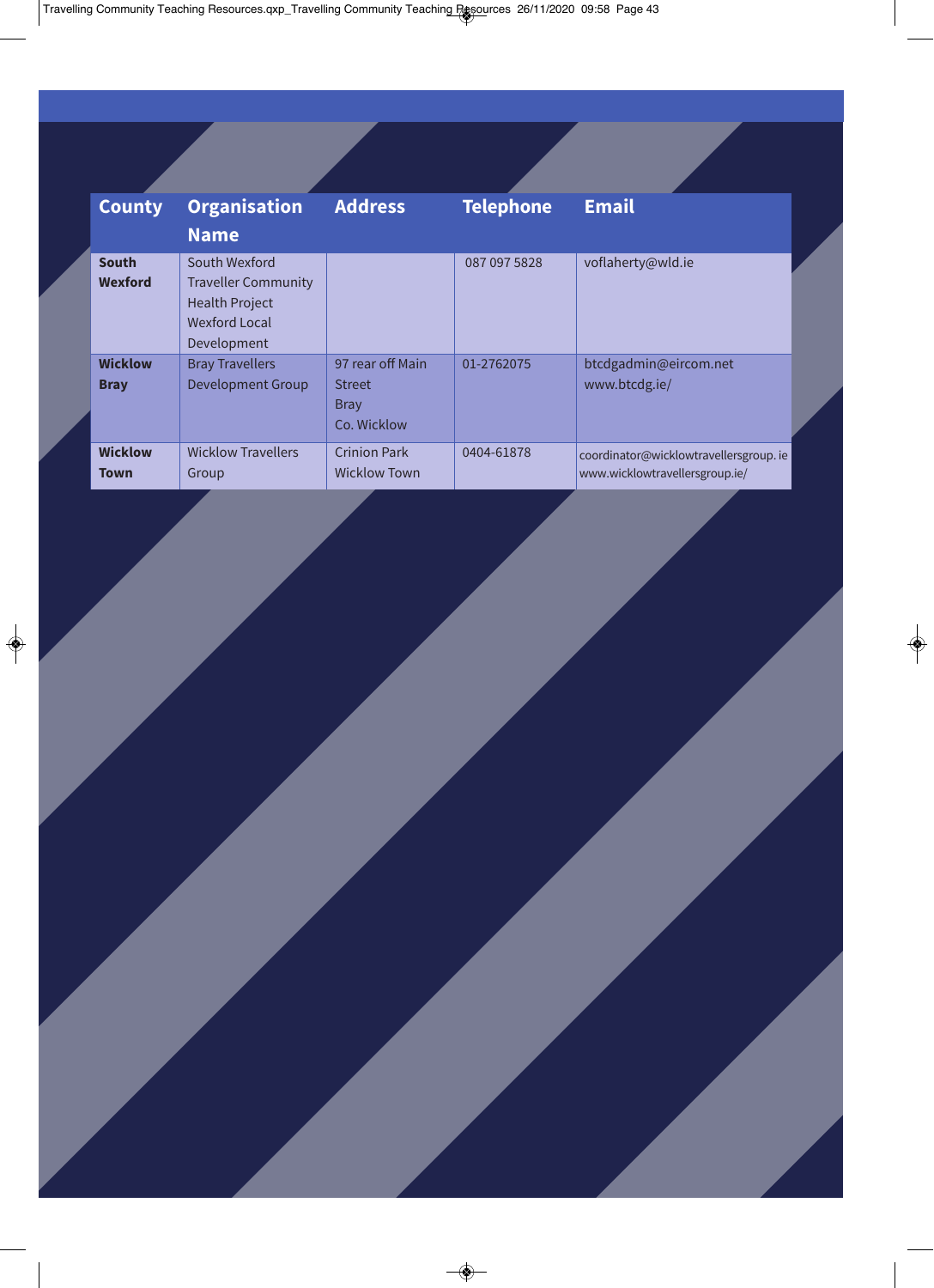| County | Organisation Name | Address | Telephone | Email |
| --- | --- | --- | --- | --- |
| **South Wexford** | South Wexford Traveller Community Health Project Wexford Local Development | | 087 097 5828 | voflaherty@wld.ie |
| **Wicklow Bray** | Bray Travellers Development Group | 97 rear off Main Street Bray Co. Wicklow | 01-2762075 | btcdgadmin@eircom.net www.btcdg.ie/ |
| **Wicklow Town** | Wicklow Travellers Group | Crinion Park Wicklow Town | 0404-61878 | coordinator@wicklowtravellersgroup. ie www.wicklowtravellersgroup.ie/ |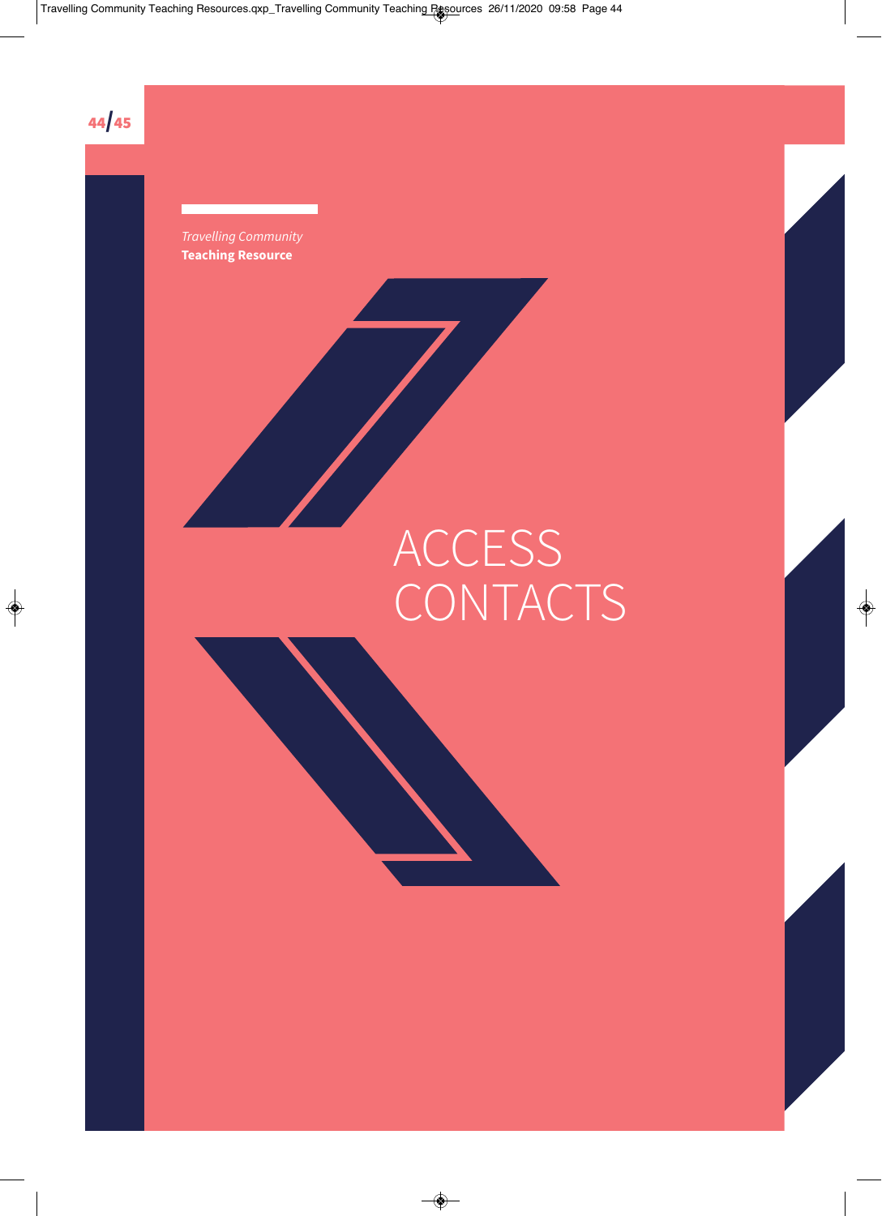*Travelling Community*
**Teaching Resource**

# ACCESS CONTACTS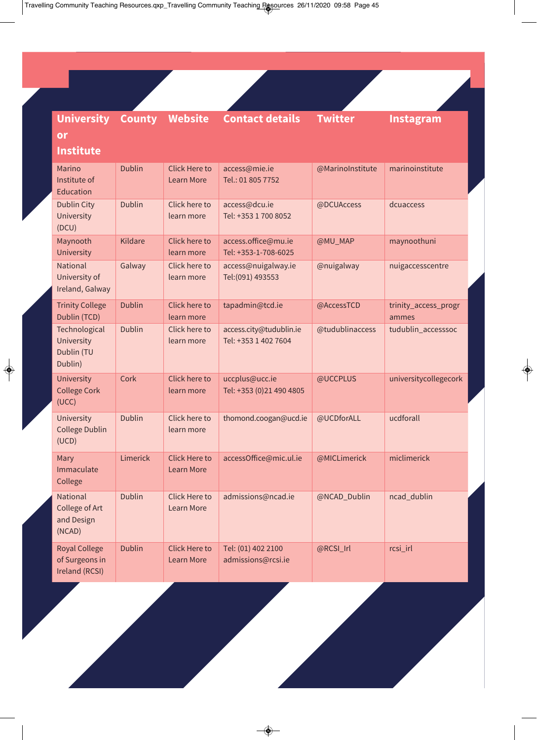| University or Institute | County | Website | Contact details | Twitter | Instagram |
| --- | --- | --- | --- | --- | --- |
| Marino Institute of Education | Dublin | Click Here to Learn More | access@mie.ie Tel.: 01 805 7752 | @MarinoInstitute | marinoinstitute |
| Dublin City University (DCU) | Dublin | Click here to learn more | access@dcu.ie Tel: +353 1 700 8052 | @DCUAccess | dcuaccess |
| Maynooth University | Kildare | Click here to learn more | access.office@mu.ie Tel: +353-1-708-6025 | @MU_MAP | maynoothuni |
| National University of Ireland, Galway | Galway | Click here to learn more | access@nuigalway.ie Tel:(091) 493553 | @nuigalway | nuigaccesscentre |
| Trinity College Dublin (TCD) | Dublin | Click here to learn more | tapadmin@tcd.ie | @AccessTCD | trinity_access_programmes |
| Technological University Dublin (TU Dublin) | Dublin | Click here to learn more | access.city@tudublin.ie Tel: +353 1 402 7604 | @tudublinaccess | tudublin_accesssoc |
| University College Cork (UCC) | Cork | Click here to learn more | uccplus@ucc.ie Tel: +353 (0)21 490 4805 | @UCCPLUS | universitycollegecork |
| University College Dublin (UCD) | Dublin | Click here to learn more | thomond.coogan@ucd.ie | @UCDforALL | ucdforall |
| Mary Immaculate College | Limerick | Click Here to Learn More | accessOffice@mic.ul.ie | @MICLimerick | miclimerick |
| National College of Art and Design (NCAD) | Dublin | Click Here to Learn More | admissions@ncad.ie | @NCAD_Dublin | ncad_dublin |
| Royal College of Surgeons in Ireland (RCSI) | Dublin | Click Here to Learn More | Tel: (01) 402 2100 admissions@rcsi.ie | @RCSI_Irl | rcsi_irl |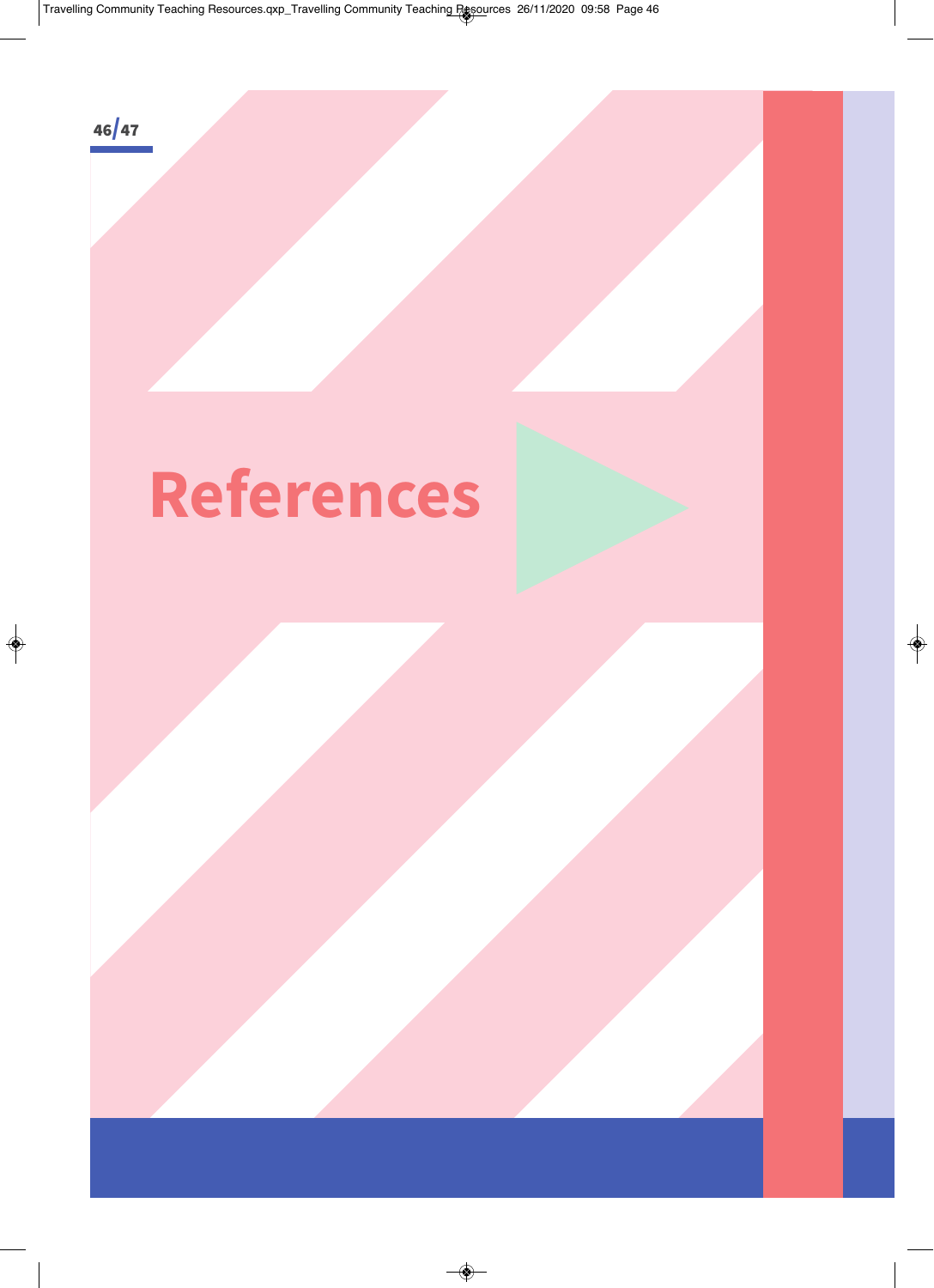# References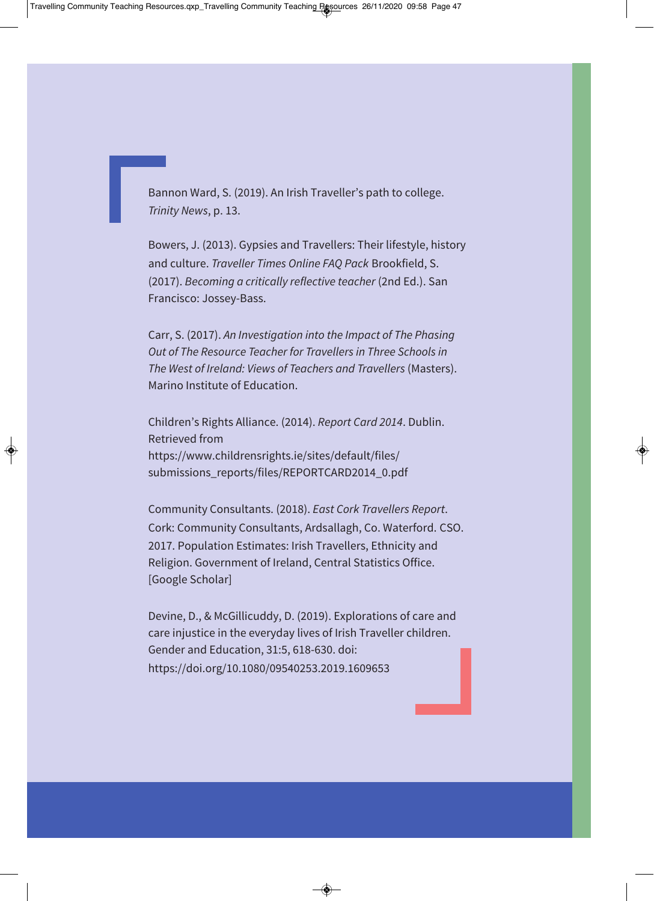Bannon Ward, S. (2019). An Irish Traveller's path to college. *Trinity News*, p. 13.

Bowers, J. (2013). Gypsies and Travellers: Their lifestyle, history and culture. *Traveller Times Online FAQ Pack* Brookfield, S. (2017). *Becoming a critically reflective teacher* (2nd Ed.). San Francisco: Jossey-Bass.

Carr, S. (2017). *An Investigation into the Impact of The Phasing Out of The Resource Teacher for Travellers in Three Schools in The West of Ireland: Views of Teachers and Travellers* (Masters). Marino Institute of Education.

Children's Rights Alliance. (2014). *Report Card 2014*. Dublin. Retrieved from https://www.childrensrights.ie/sites/default/files/submissions_reports/files/REPORTCARD2014_0.pdf

Community Consultants. (2018). *East Cork Travellers Report*. Cork: Community Consultants, Ardsallagh, Co. Waterford. CSO. 2017. Population Estimates: Irish Travellers, Ethnicity and Religion. Government of Ireland, Central Statistics Office. [Google Scholar]

Devine, D., & McGillicuddy, D. (2019). Explorations of care and care injustice in the everyday lives of Irish Traveller children. Gender and Education, 31:5, 618-630. doi: https://doi.org/10.1080/09540253.2019.1609653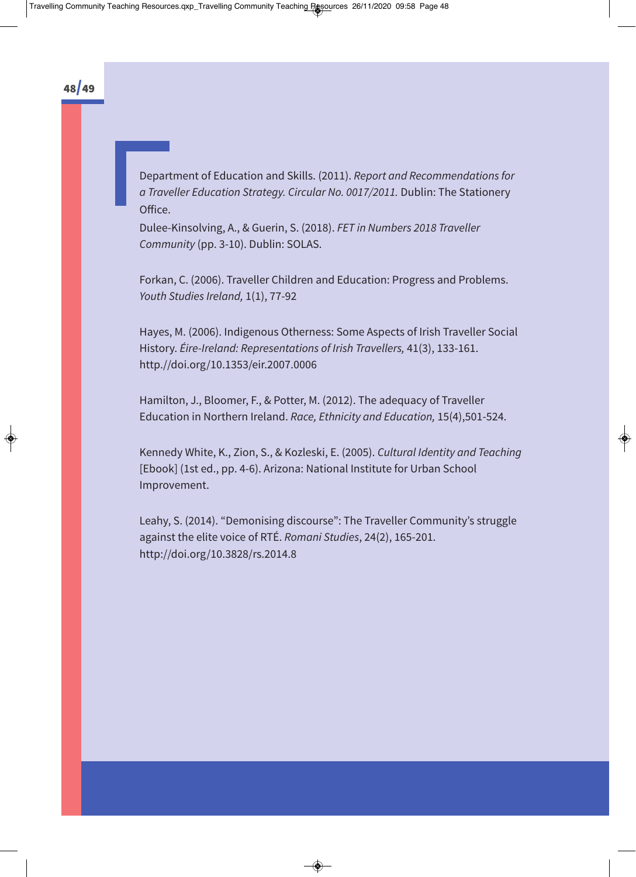Department of Education and Skills. (2011). *Report and Recommendations for a Traveller Education Strategy. Circular No. 0017/2011.* Dublin: The Stationery Office.

Dulee-Kinsolving, A., & Guerin, S. (2018). *FET in Numbers 2018 Traveller Community* (pp. 3-10). Dublin: SOLAS.

Forkan, C. (2006). Traveller Children and Education: Progress and Problems. *Youth Studies Ireland,* 1(1), 77-92

Hayes, M. (2006). Indigenous Otherness: Some Aspects of Irish Traveller Social History. *Éire-Ireland: Representations of Irish Travellers,* 41(3), 133-161. http.//doi.org/10.1353/eir.2007.0006

Hamilton, J., Bloomer, F., & Potter, M. (2012). The adequacy of Traveller Education in Northern Ireland. *Race, Ethnicity and Education,* 15(4),501-524.

Kennedy White, K., Zion, S., & Kozleski, E. (2005). *Cultural Identity and Teaching* [Ebook] (1st ed., pp. 4-6). Arizona: National Institute for Urban School Improvement.

Leahy, S. (2014). "Demonising discourse": The Traveller Community's struggle against the elite voice of RTÉ. *Romani Studies*, 24(2), 165-201. http://doi.org/10.3828/rs.2014.8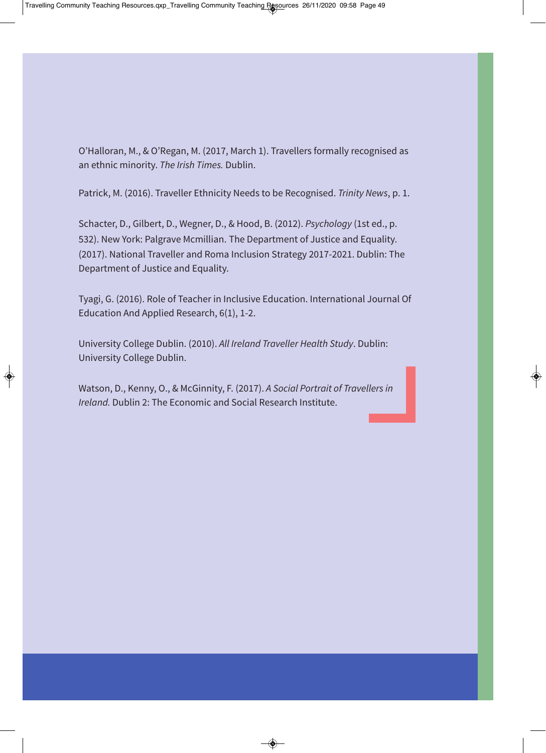O'Halloran, M., & O'Regan, M. (2017, March 1). Travellers formally recognised as an ethnic minority. *The Irish Times.* Dublin.

Patrick, M. (2016). Traveller Ethnicity Needs to be Recognised. *Trinity News*, p. 1.

Schacter, D., Gilbert, D., Wegner, D., & Hood, B. (2012). *Psychology* (1st ed., p. 532). New York: Palgrave Mcmillian. The Department of Justice and Equality. (2017). National Traveller and Roma Inclusion Strategy 2017-2021. Dublin: The Department of Justice and Equality.

Tyagi, G. (2016). Role of Teacher in Inclusive Education. International Journal Of Education And Applied Research, 6(1), 1-2.

University College Dublin. (2010). *All Ireland Traveller Health Study*. Dublin: University College Dublin.

Watson, D., Kenny, O., & McGinnity, F. (2017). *A Social Portrait of Travellers in Ireland.* Dublin 2: The Economic and Social Research Institute.